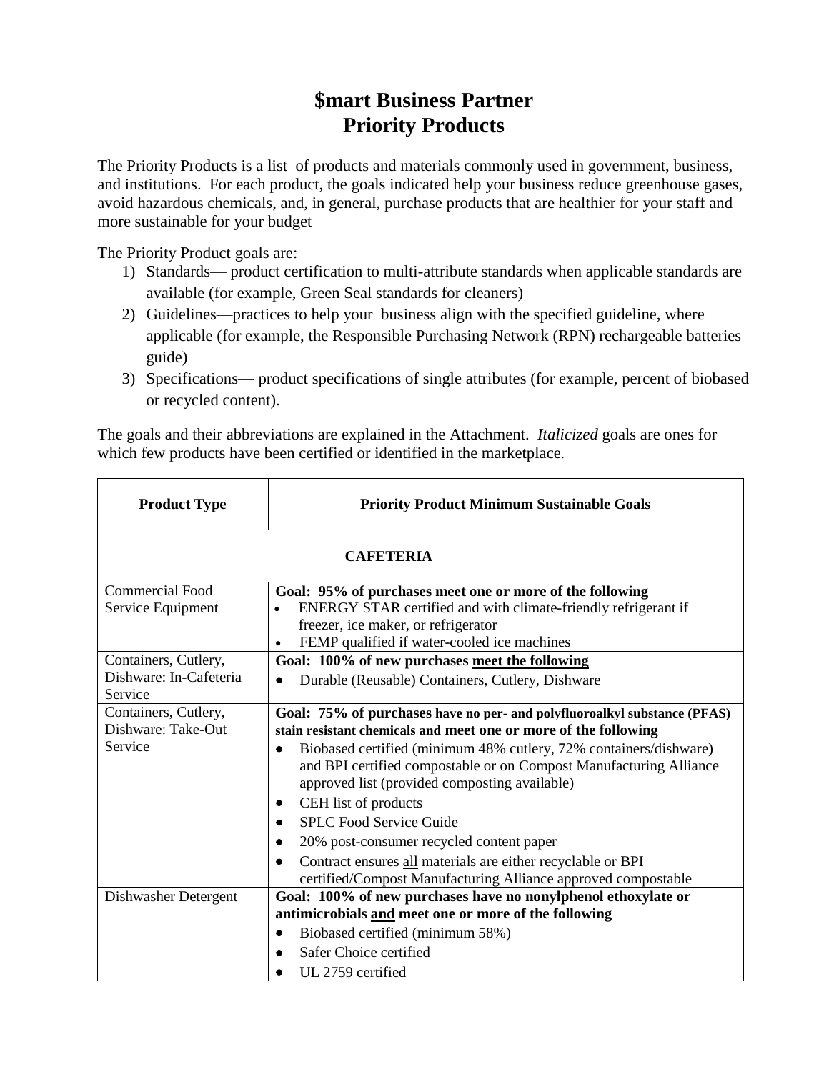# $mart Business Partner
# Priority Products

The Priority Products is a list of products and materials commonly used in government, business, and institutions. For each product, the goals indicated help your business reduce greenhouse gases, avoid hazardous chemicals, and, in general, purchase products that are healthier for your staff and more sustainable for your budget

The Priority Product goals are:

1) Standards— product certification to multi-attribute standards when applicable standards are available (for example, Green Seal standards for cleaners)
2) Guidelines—practices to help your business align with the specified guideline, where applicable (for example, the Responsible Purchasing Network (RPN) rechargeable batteries guide)
3) Specifications— product specifications of single attributes (for example, percent of biobased or recycled content).

The goals and their abbreviations are explained in the Attachment. *Italicized* goals are ones for which few products have been certified or identified in the marketplace.

| Product Type | Priority Product Minimum Sustainable Goals |
|---|---|
| **CAFETERIA** | |
| Commercial Food Service Equipment | **Goal: 95% of purchases meet one or more of the following**<br>• ENERGY STAR certified and with climate-friendly refrigerant if freezer, ice maker, or refrigerator<br>• FEMP qualified if water-cooled ice machines |
| Containers, Cutlery, Dishware: In-Cafeteria Service | **Goal: 100% of new purchases <u>meet the following</u>**<br>• Durable (Reusable) Containers, Cutlery, Dishware |
| Containers, Cutlery, Dishware: Take-Out Service | **Goal: 75% of purchases have no per- and polyfluoroalkyl substance (PFAS) stain resistant chemicals and meet one or more of the following**<br>• Biobased certified (minimum 48% cutlery, 72% containers/dishware) and BPI certified compostable or on Compost Manufacturing Alliance approved list (provided composting available)<br>• CEH list of products<br>• SPLC Food Service Guide<br>• 20% post-consumer recycled content paper<br>• Contract ensures <u>all</u> materials are either recyclable or BPI certified/Compost Manufacturing Alliance approved compostable |
| Dishwasher Detergent | **Goal: 100% of new purchases have no nonylphenol ethoxylate or antimicrobials <u>and</u> meet one or more of the following**<br>• Biobased certified (minimum 58%)<br>• Safer Choice certified<br>• UL 2759 certified |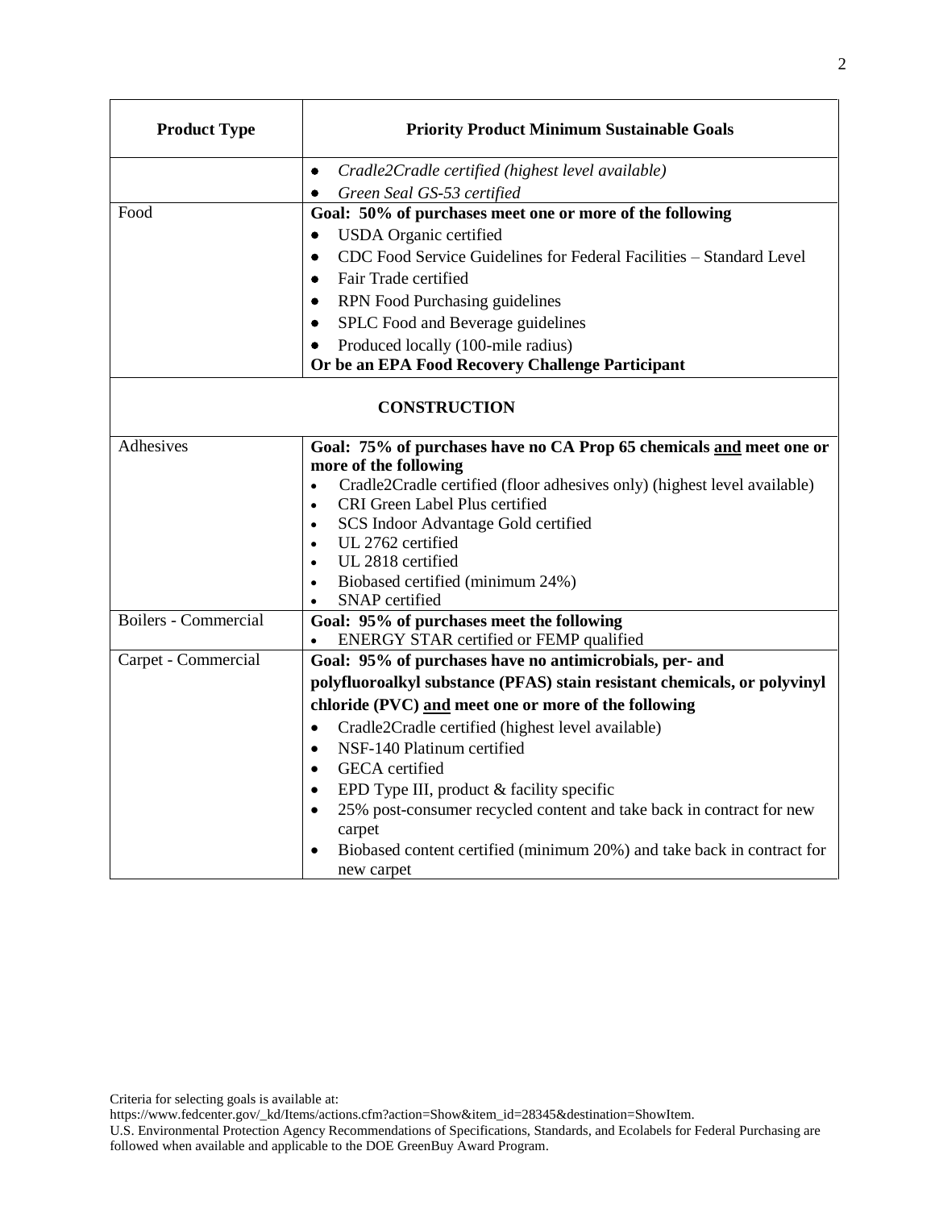| Product Type | Priority Product Minimum Sustainable Goals |
|---|---|
| | • *Cradle2Cradle certified (highest level available)*<br>• *Green Seal GS-53 certified* |
| Food | **Goal: 50% of purchases meet one or more of the following**<br>• USDA Organic certified<br>• CDC Food Service Guidelines for Federal Facilities – Standard Level<br>• Fair Trade certified<br>• RPN Food Purchasing guidelines<br>• SPLC Food and Beverage guidelines<br>• Produced locally (100-mile radius)<br>**Or be an EPA Food Recovery Challenge Participant** |
| **CONSTRUCTION** | |
| Adhesives | **Goal: 75% of purchases have no CA Prop 65 chemicals and meet one or more of the following**<br>• Cradle2Cradle certified (floor adhesives only) (highest level available)<br>• CRI Green Label Plus certified<br>• SCS Indoor Advantage Gold certified<br>• UL 2762 certified<br>• UL 2818 certified<br>• Biobased certified (minimum 24%)<br>• SNAP certified |
| Boilers - Commercial | **Goal: 95% of purchases meet the following**<br>• ENERGY STAR certified or FEMP qualified |
| Carpet - Commercial | **Goal: 95% of purchases have no antimicrobials, per- and polyfluoroalkyl substance (PFAS) stain resistant chemicals, or polyvinyl chloride (PVC) and meet one or more of the following**<br>• Cradle2Cradle certified (highest level available)<br>• NSF-140 Platinum certified<br>• GECA certified<br>• EPD Type III, product & facility specific<br>• 25% post-consumer recycled content and take back in contract for new carpet<br>• Biobased content certified (minimum 20%) and take back in contract for new carpet |

Criteria for selecting goals is available at:
https://www.fedcenter.gov/_kd/Items/actions.cfm?action=Show&item_id=28345&destination=ShowItem.
U.S. Environmental Protection Agency Recommendations of Specifications, Standards, and Ecolabels for Federal Purchasing are followed when available and applicable to the DOE GreenBuy Award Program.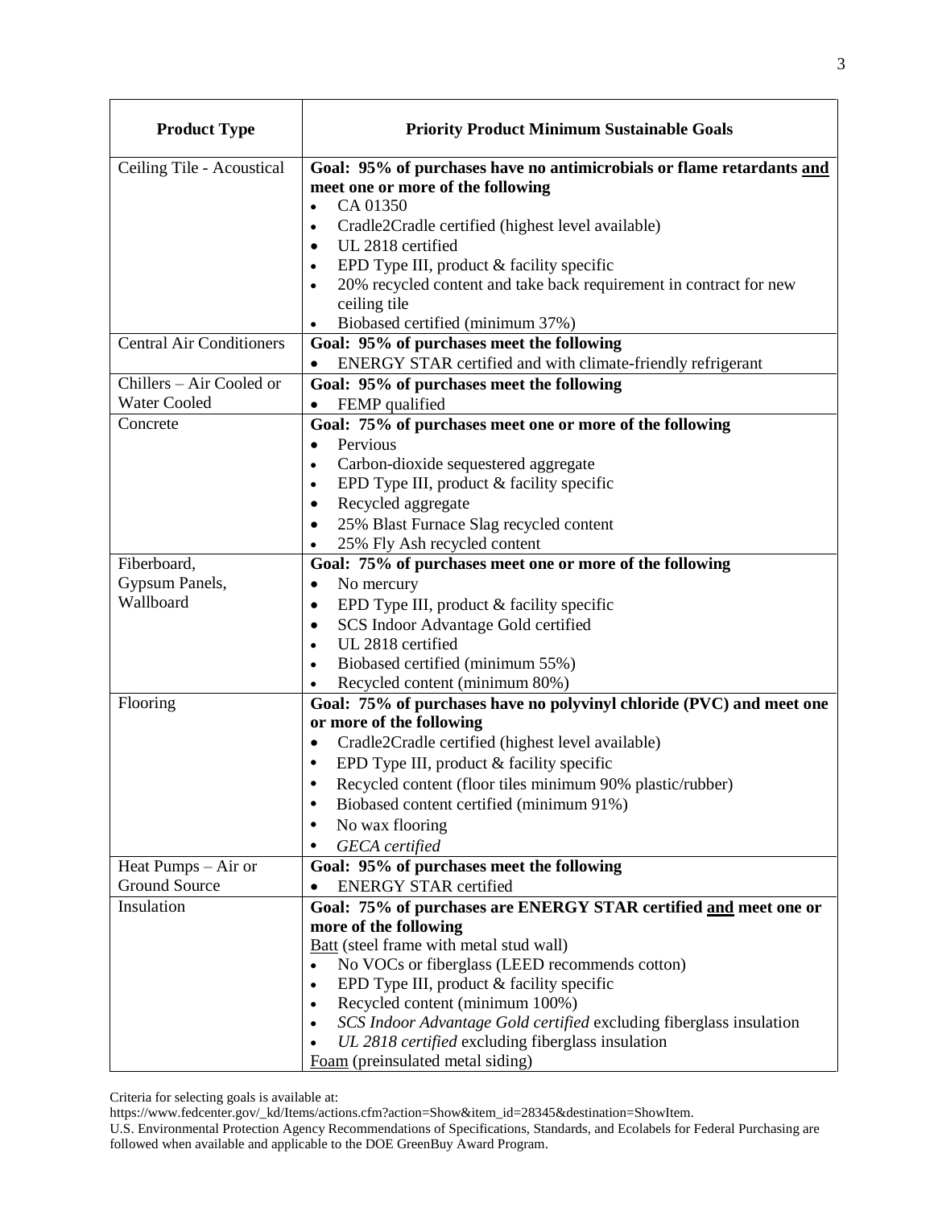| Product Type | Priority Product Minimum Sustainable Goals |
| --- | --- |
| Ceiling Tile - Acoustical | **Goal: 95% of purchases have no antimicrobials or flame retardants <u>and</u> meet one or more of the following**<br>• CA 01350<br>• Cradle2Cradle certified (highest level available)<br>• UL 2818 certified<br>• EPD Type III, product & facility specific<br>• 20% recycled content and take back requirement in contract for new ceiling tile<br>• Biobased certified (minimum 37%) |
| Central Air Conditioners | **Goal: 95% of purchases meet the following**<br>• ENERGY STAR certified and with climate-friendly refrigerant |
| Chillers – Air Cooled or Water Cooled | **Goal: 95% of purchases meet the following**<br>• FEMP qualified |
| Concrete | **Goal: 75% of purchases meet one or more of the following**<br>• Pervious<br>• Carbon-dioxide sequestered aggregate<br>• EPD Type III, product & facility specific<br>• Recycled aggregate<br>• 25% Blast Furnace Slag recycled content<br>• 25% Fly Ash recycled content |
| Fiberboard, Gypsum Panels, Wallboard | **Goal: 75% of purchases meet one or more of the following**<br>• No mercury<br>• EPD Type III, product & facility specific<br>• SCS Indoor Advantage Gold certified<br>• UL 2818 certified<br>• Biobased certified (minimum 55%)<br>• Recycled content (minimum 80%) |
| Flooring | **Goal: 75% of purchases have no polyvinyl chloride (PVC) and meet one or more of the following**<br>• Cradle2Cradle certified (highest level available)<br>• EPD Type III, product & facility specific<br>• Recycled content (floor tiles minimum 90% plastic/rubber)<br>• Biobased content certified (minimum 91%)<br>• No wax flooring<br>• *GECA certified* |
| Heat Pumps – Air or Ground Source | **Goal: 95% of purchases meet the following**<br>• ENERGY STAR certified |
| Insulation | **Goal: 75% of purchases are ENERGY STAR certified <u>and</u> meet one or more of the following**<br><u>Batt</u> (steel frame with metal stud wall)<br>• No VOCs or fiberglass (LEED recommends cotton)<br>• EPD Type III, product & facility specific<br>• Recycled content (minimum 100%)<br>• *SCS Indoor Advantage Gold certified* excluding fiberglass insulation<br>• *UL 2818 certified* excluding fiberglass insulation<br><u>Foam</u> (preinsulated metal siding) |

Criteria for selecting goals is available at:
https://www.fedcenter.gov/_kd/Items/actions.cfm?action=Show&item_id=28345&destination=ShowItem.
U.S. Environmental Protection Agency Recommendations of Specifications, Standards, and Ecolabels for Federal Purchasing are followed when available and applicable to the DOE GreenBuy Award Program.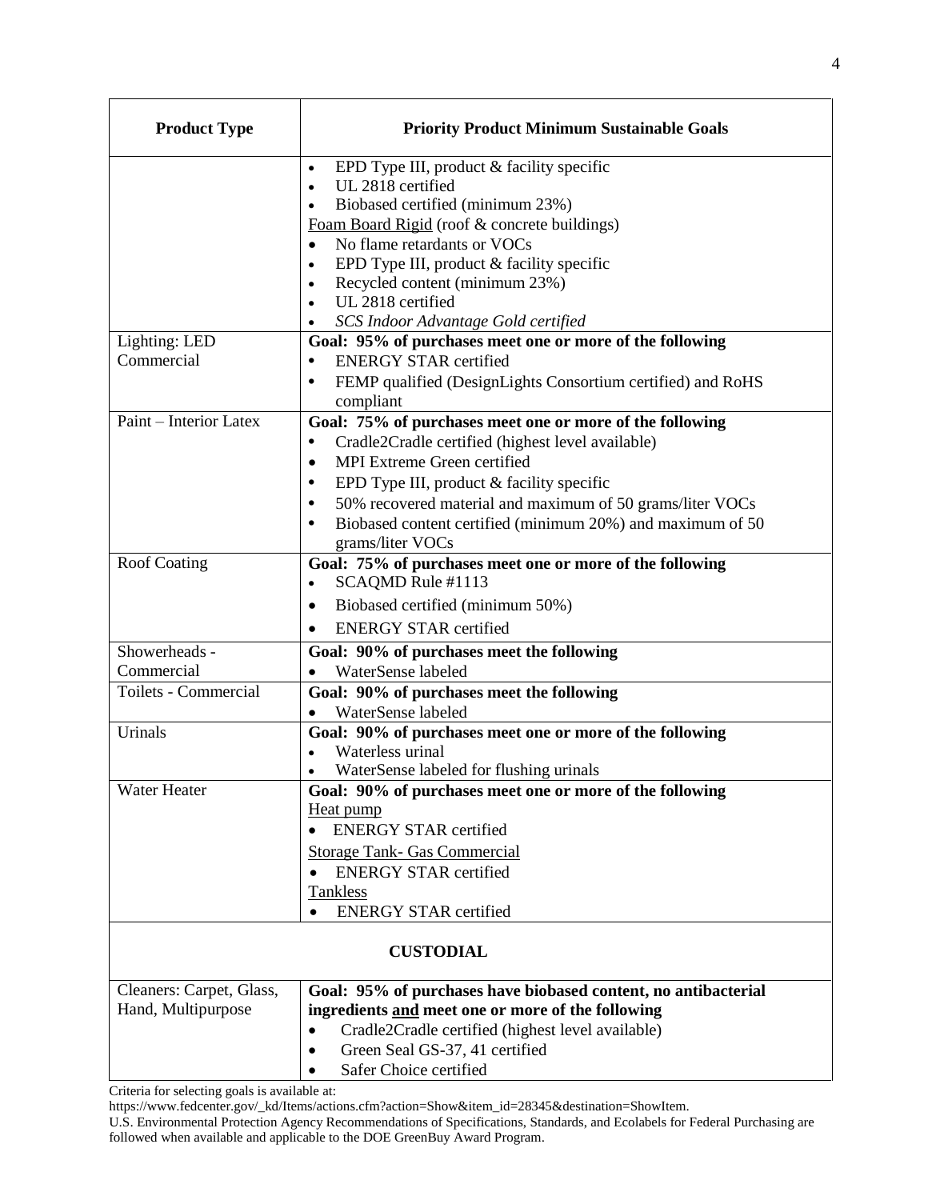| Product Type | Priority Product Minimum Sustainable Goals |
|---|---|
| | • EPD Type III, product & facility specific<br>• UL 2818 certified<br>• Biobased certified (minimum 23%)<br>Foam Board Rigid (roof & concrete buildings)<br>• No flame retardants or VOCs<br>• EPD Type III, product & facility specific<br>• Recycled content (minimum 23%)<br>• UL 2818 certified<br>• *SCS Indoor Advantage Gold certified* |
| Lighting: LED Commercial | **Goal: 95% of purchases meet one or more of the following**<br>• ENERGY STAR certified<br>• FEMP qualified (DesignLights Consortium certified) and RoHS compliant |
| Paint – Interior Latex | **Goal: 75% of purchases meet one or more of the following**<br>• Cradle2Cradle certified (highest level available)<br>• MPI Extreme Green certified<br>• EPD Type III, product & facility specific<br>• 50% recovered material and maximum of 50 grams/liter VOCs<br>• Biobased content certified (minimum 20%) and maximum of 50 grams/liter VOCs |
| Roof Coating | **Goal: 75% of purchases meet one or more of the following**<br>• SCAQMD Rule #1113<br>• Biobased certified (minimum 50%)<br>• ENERGY STAR certified |
| Showerheads - Commercial | **Goal: 90% of purchases meet the following**<br>• WaterSense labeled |
| Toilets - Commercial | **Goal: 90% of purchases meet the following**<br>• WaterSense labeled |
| Urinals | **Goal: 90% of purchases meet one or more of the following**<br>• Waterless urinal<br>• WaterSense labeled for flushing urinals |
| Water Heater | **Goal: 90% of purchases meet one or more of the following**<br>Heat pump<br>• ENERGY STAR certified<br>Storage Tank- Gas Commercial<br>• ENERGY STAR certified<br>Tankless<br>• ENERGY STAR certified |
| **CUSTODIAL** | |
| Cleaners: Carpet, Glass, Hand, Multipurpose | **Goal: 95% of purchases have biobased content, no antibacterial ingredients and meet one or more of the following**<br>• Cradle2Cradle certified (highest level available)<br>• Green Seal GS-37, 41 certified<br>• Safer Choice certified |

Criteria for selecting goals is available at:
https://www.fedcenter.gov/_kd/Items/actions.cfm?action=Show&item_id=28345&destination=ShowItem.
U.S. Environmental Protection Agency Recommendations of Specifications, Standards, and Ecolabels for Federal Purchasing are followed when available and applicable to the DOE GreenBuy Award Program.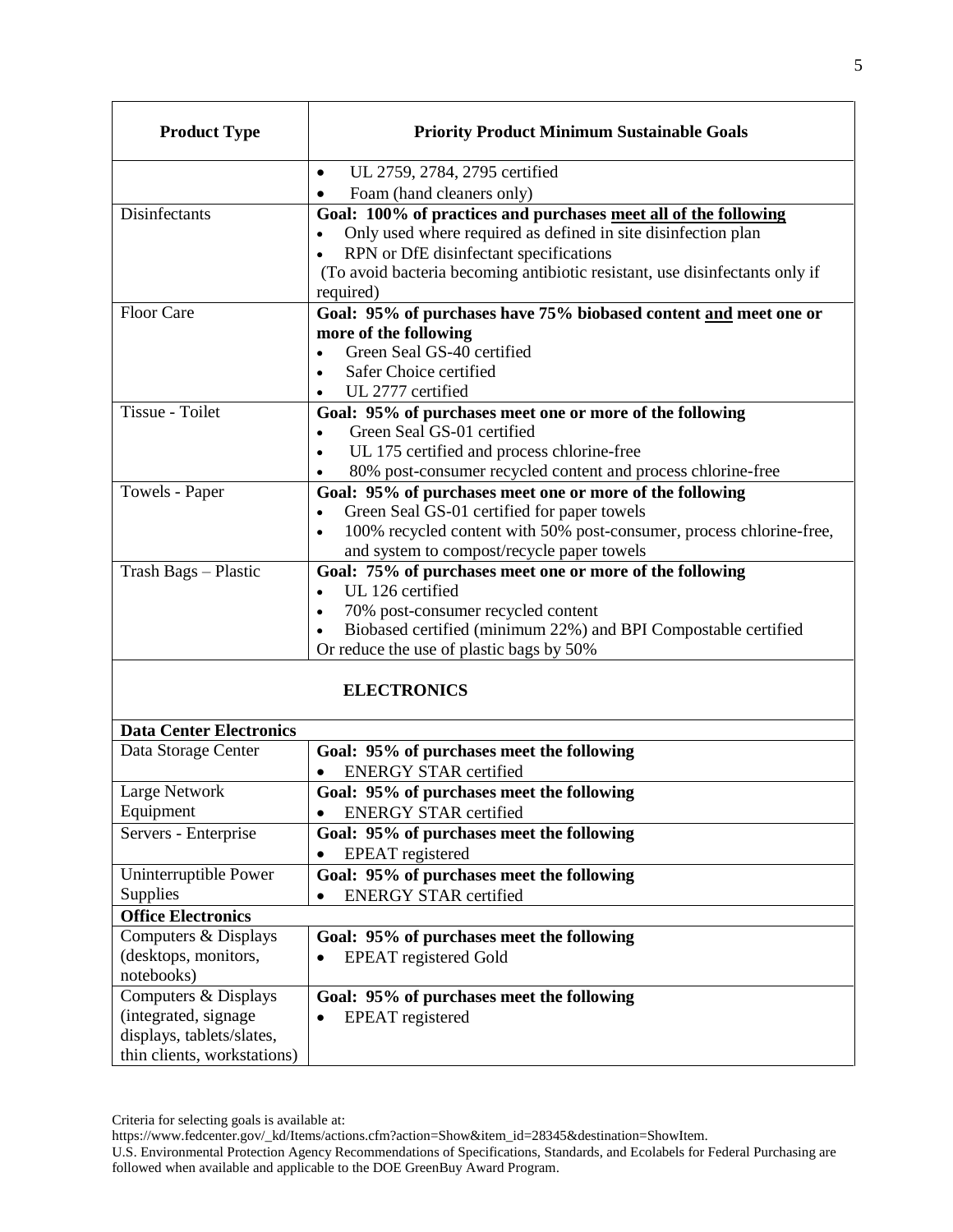| Product Type | Priority Product Minimum Sustainable Goals |
|---|---|
| | • UL 2759, 2784, 2795 certified<br>• Foam (hand cleaners only) |
| Disinfectants | **Goal: 100% of practices and purchases <u>meet all of the following</u>**<br>• Only used where required as defined in site disinfection plan<br>• RPN or DfE disinfectant specifications<br>(To avoid bacteria becoming antibiotic resistant, use disinfectants only if required) |
| Floor Care | **Goal: 95% of purchases have 75% biobased content <u>and</u> meet one or more of the following**<br>• Green Seal GS-40 certified<br>• Safer Choice certified<br>• UL 2777 certified |
| Tissue - Toilet | **Goal: 95% of purchases meet one or more of the following**<br>• Green Seal GS-01 certified<br>• UL 175 certified and process chlorine-free<br>• 80% post-consumer recycled content and process chlorine-free |
| Towels - Paper | **Goal: 95% of purchases meet one or more of the following**<br>• Green Seal GS-01 certified for paper towels<br>• 100% recycled content with 50% post-consumer, process chlorine-free, and system to compost/recycle paper towels |
| Trash Bags – Plastic | **Goal: 75% of purchases meet one or more of the following**<br>• UL 126 certified<br>• 70% post-consumer recycled content<br>• Biobased certified (minimum 22%) and BPI Compostable certified<br>Or reduce the use of plastic bags by 50% |
| **ELECTRONICS** | |
| **Data Center Electronics** | |
| Data Storage Center | **Goal: 95% of purchases meet the following**<br>• ENERGY STAR certified |
| Large Network Equipment | **Goal: 95% of purchases meet the following**<br>• ENERGY STAR certified |
| Servers - Enterprise | **Goal: 95% of purchases meet the following**<br>• EPEAT registered |
| Uninterruptible Power Supplies | **Goal: 95% of purchases meet the following**<br>• ENERGY STAR certified |
| **Office Electronics** | |
| Computers & Displays (desktops, monitors, notebooks) | **Goal: 95% of purchases meet the following**<br>• EPEAT registered Gold |
| Computers & Displays (integrated, signage displays, tablets/slates, thin clients, workstations) | **Goal: 95% of purchases meet the following**<br>• EPEAT registered |

Criteria for selecting goals is available at:
https://www.fedcenter.gov/_kd/Items/actions.cfm?action=Show&item_id=28345&destination=ShowItem.
U.S. Environmental Protection Agency Recommendations of Specifications, Standards, and Ecolabels for Federal Purchasing are followed when available and applicable to the DOE GreenBuy Award Program.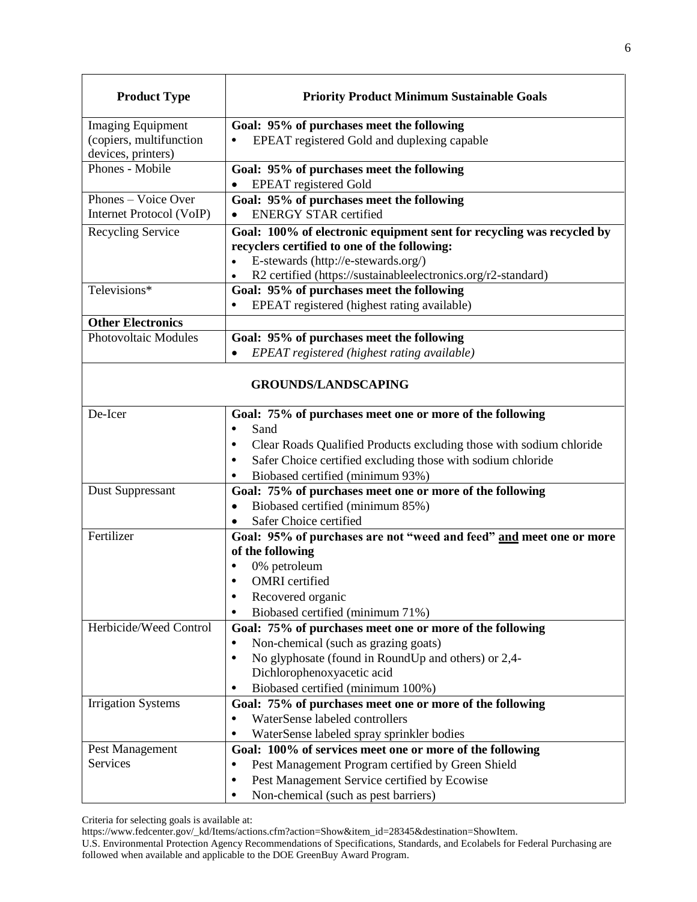| **Product Type** | **Priority Product Minimum Sustainable Goals** |
|---|---|
| Imaging Equipment (copiers, multifunction devices, printers) | **Goal: 95% of purchases meet the following**<br>• EPEAT registered Gold and duplexing capable |
| Phones - Mobile | **Goal: 95% of purchases meet the following**<br>• EPEAT registered Gold |
| Phones – Voice Over Internet Protocol (VoIP) | **Goal: 95% of purchases meet the following**<br>• ENERGY STAR certified |
| Recycling Service | **Goal: 100% of electronic equipment sent for recycling was recycled by recyclers certified to one of the following:**<br>• E-stewards (http://e-stewards.org/)<br>• R2 certified (https://sustainableelectronics.org/r2-standard) |
| Televisions* | **Goal: 95% of purchases meet the following**<br>• EPEAT registered (highest rating available) |
| **Other Electronics** | |
| Photovoltaic Modules | **Goal: 95% of purchases meet the following**<br>• *EPEAT registered (highest rating available)* |
| **GROUNDS/LANDSCAPING** | |
| De-Icer | **Goal: 75% of purchases meet one or more of the following**<br>• Sand<br>• Clear Roads Qualified Products excluding those with sodium chloride<br>• Safer Choice certified excluding those with sodium chloride<br>• Biobased certified (minimum 93%) |
| Dust Suppressant | **Goal: 75% of purchases meet one or more of the following**<br>• Biobased certified (minimum 85%)<br>• Safer Choice certified |
| Fertilizer | **Goal: 95% of purchases are not "weed and feed" <u>and</u> meet one or more of the following**<br>• 0% petroleum<br>• OMRI certified<br>• Recovered organic<br>• Biobased certified (minimum 71%) |
| Herbicide/Weed Control | **Goal: 75% of purchases meet one or more of the following**<br>• Non-chemical (such as grazing goats)<br>• No glyphosate (found in RoundUp and others) or 2,4-Dichlorophenoxyacetic acid<br>• Biobased certified (minimum 100%) |
| Irrigation Systems | **Goal: 75% of purchases meet one or more of the following**<br>• WaterSense labeled controllers<br>• WaterSense labeled spray sprinkler bodies |
| Pest Management Services | **Goal: 100% of services meet one or more of the following**<br>• Pest Management Program certified by Green Shield<br>• Pest Management Service certified by Ecowise<br>• Non-chemical (such as pest barriers) |

Criteria for selecting goals is available at:
https://www.fedcenter.gov/_kd/Items/actions.cfm?action=Show&item_id=28345&destination=ShowItem.
U.S. Environmental Protection Agency Recommendations of Specifications, Standards, and Ecolabels for Federal Purchasing are followed when available and applicable to the DOE GreenBuy Award Program.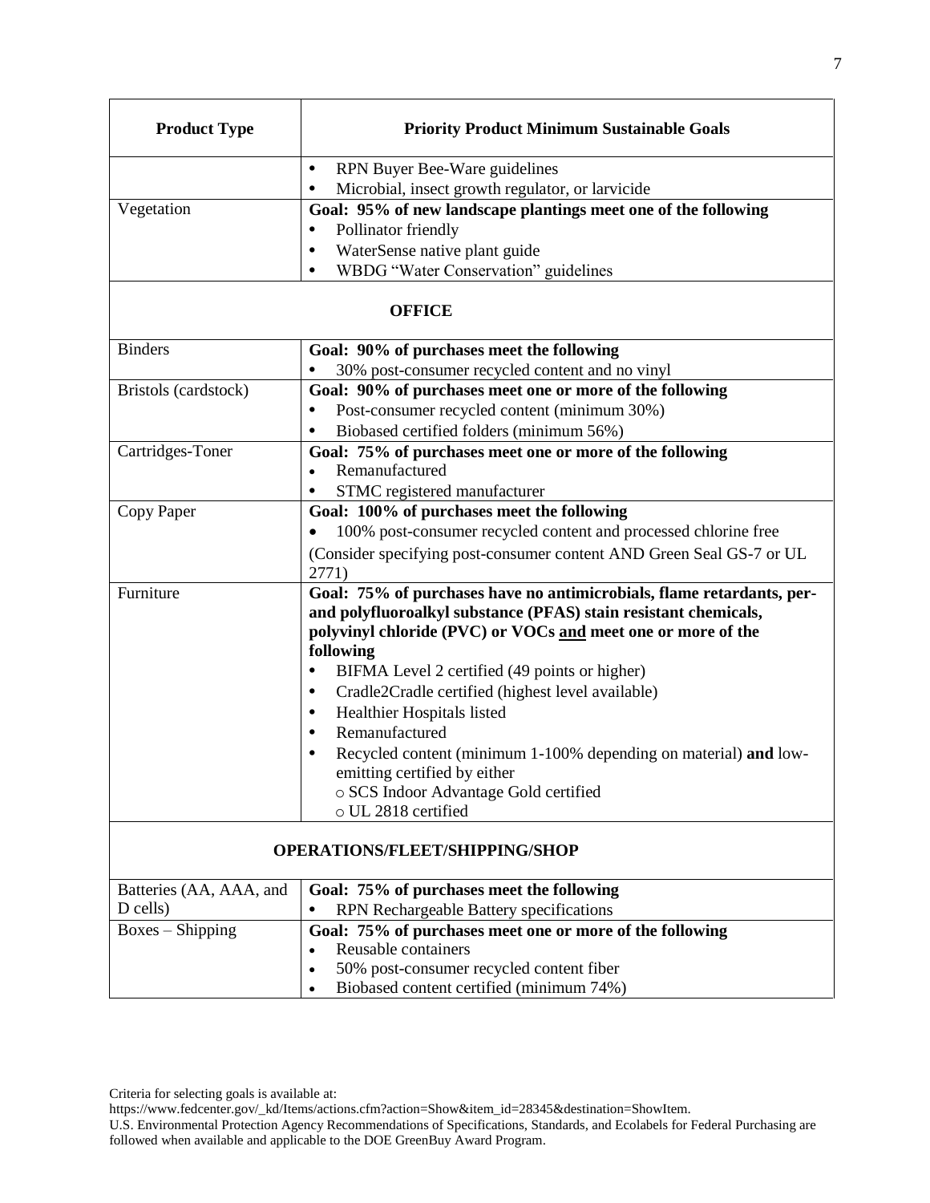| Product Type | Priority Product Minimum Sustainable Goals |
|---|---|
| | • RPN Buyer Bee-Ware guidelines<br>• Microbial, insect growth regulator, or larvicide |
| Vegetation | **Goal: 95% of new landscape plantings meet one of the following**<br>• Pollinator friendly<br>• WaterSense native plant guide<br>• WBDG "Water Conservation" guidelines |
| **OFFICE** | |
| Binders | **Goal: 90% of purchases meet the following**<br>• 30% post-consumer recycled content and no vinyl |
| Bristols (cardstock) | **Goal: 90% of purchases meet one or more of the following**<br>• Post-consumer recycled content (minimum 30%)<br>• Biobased certified folders (minimum 56%) |
| Cartridges-Toner | **Goal: 75% of purchases meet one or more of the following**<br>• Remanufactured<br>• STMC registered manufacturer |
| Copy Paper | **Goal: 100% of purchases meet the following**<br>• 100% post-consumer recycled content and processed chlorine free<br>(Consider specifying post-consumer content AND Green Seal GS-7 or UL 2771) |
| Furniture | **Goal: 75% of purchases have no antimicrobials, flame retardants, per- and polyfluoroalkyl substance (PFAS) stain resistant chemicals, polyvinyl chloride (PVC) or VOCs <u>and</u> meet one or more of the following**<br>• BIFMA Level 2 certified (49 points or higher)<br>• Cradle2Cradle certified (highest level available)<br>• Healthier Hospitals listed<br>• Remanufactured<br>• Recycled content (minimum 1-100% depending on material) **and** low-emitting certified by either<br>&nbsp;&nbsp;&nbsp;o SCS Indoor Advantage Gold certified<br>&nbsp;&nbsp;&nbsp;o UL 2818 certified |
| **OPERATIONS/FLEET/SHIPPING/SHOP** | |
| Batteries (AA, AAA, and D cells) | **Goal: 75% of purchases meet the following**<br>• RPN Rechargeable Battery specifications |
| Boxes – Shipping | **Goal: 75% of purchases meet one or more of the following**<br>• Reusable containers<br>• 50% post-consumer recycled content fiber<br>• Biobased content certified (minimum 74%) |

Criteria for selecting goals is available at:
https://www.fedcenter.gov/_kd/Items/actions.cfm?action=Show&item_id=28345&destination=ShowItem.
U.S. Environmental Protection Agency Recommendations of Specifications, Standards, and Ecolabels for Federal Purchasing are followed when available and applicable to the DOE GreenBuy Award Program.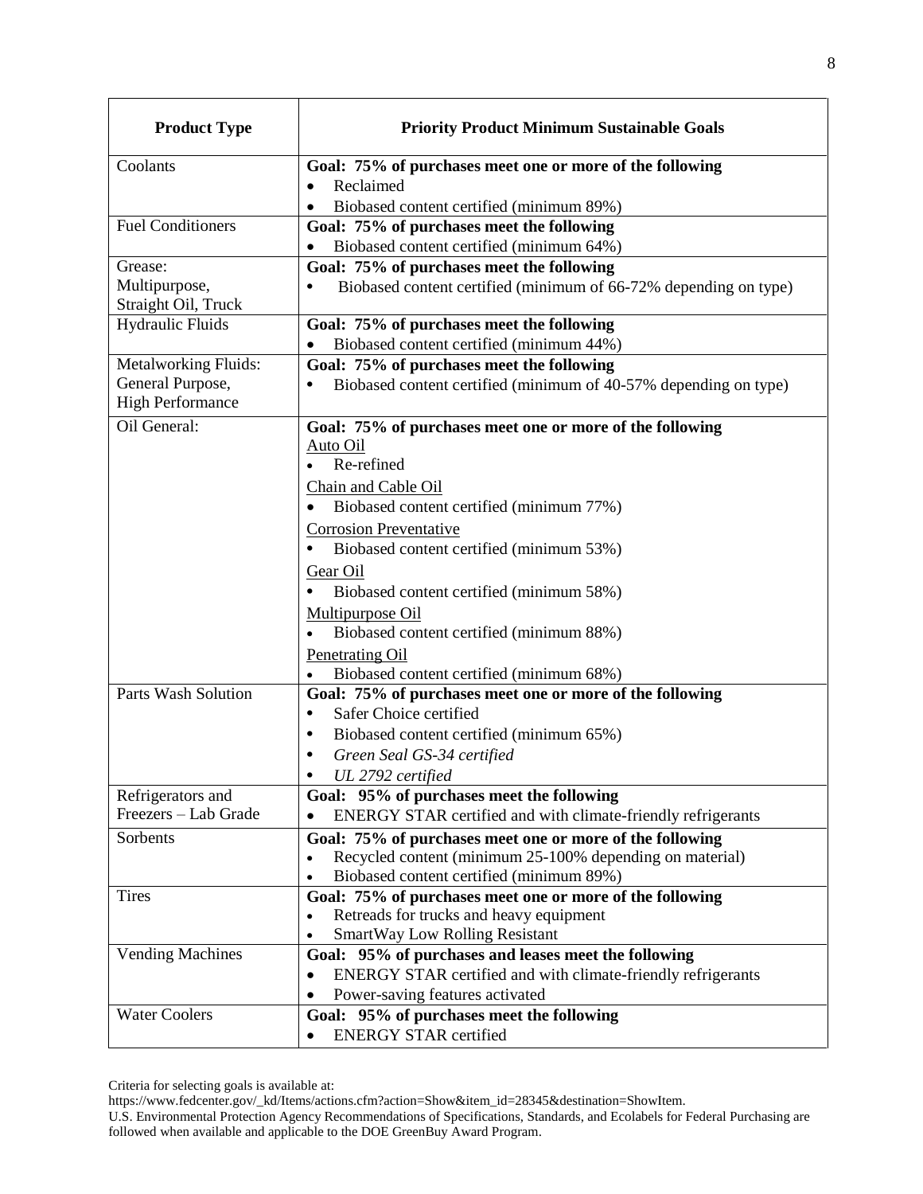| Product Type | Priority Product Minimum Sustainable Goals |
|---|---|
| Coolants | **Goal: 75% of purchases meet one or more of the following**<br>• Reclaimed<br>• Biobased content certified (minimum 89%) |
| Fuel Conditioners | **Goal: 75% of purchases meet the following**<br>• Biobased content certified (minimum 64%) |
| Grease:<br>Multipurpose,<br>Straight Oil, Truck | **Goal: 75% of purchases meet the following**<br>• Biobased content certified (minimum of 66-72% depending on type) |
| Hydraulic Fluids | **Goal: 75% of purchases meet the following**<br>• Biobased content certified (minimum 44%) |
| Metalworking Fluids:<br>General Purpose,<br>High Performance | **Goal: 75% of purchases meet the following**<br>• Biobased content certified (minimum of 40-57% depending on type) |
| Oil General: | **Goal: 75% of purchases meet one or more of the following**<br><u>Auto Oil</u><br>• Re-refined<br><u>Chain and Cable Oil</u><br>• Biobased content certified (minimum 77%)<br><u>Corrosion Preventative</u><br>• Biobased content certified (minimum 53%)<br><u>Gear Oil</u><br>• Biobased content certified (minimum 58%)<br><u>Multipurpose Oil</u><br>• Biobased content certified (minimum 88%)<br><u>Penetrating Oil</u><br>• Biobased content certified (minimum 68%) |
| Parts Wash Solution | **Goal: 75% of purchases meet one or more of the following**<br>• Safer Choice certified<br>• Biobased content certified (minimum 65%)<br>• *Green Seal GS-34 certified*<br>• *UL 2792 certified* |
| Refrigerators and Freezers – Lab Grade | **Goal: 95% of purchases meet the following**<br>• ENERGY STAR certified and with climate-friendly refrigerants |
| Sorbents | **Goal: 75% of purchases meet one or more of the following**<br>• Recycled content (minimum 25-100% depending on material)<br>• Biobased content certified (minimum 89%) |
| Tires | **Goal: 75% of purchases meet one or more of the following**<br>• Retreads for trucks and heavy equipment<br>• SmartWay Low Rolling Resistant |
| Vending Machines | **Goal: 95% of purchases and leases meet the following**<br>• ENERGY STAR certified and with climate-friendly refrigerants<br>• Power-saving features activated |
| Water Coolers | **Goal: 95% of purchases meet the following**<br>• ENERGY STAR certified |

Criteria for selecting goals is available at:
https://www.fedcenter.gov/_kd/Items/actions.cfm?action=Show&item_id=28345&destination=ShowItem.
U.S. Environmental Protection Agency Recommendations of Specifications, Standards, and Ecolabels for Federal Purchasing are followed when available and applicable to the DOE GreenBuy Award Program.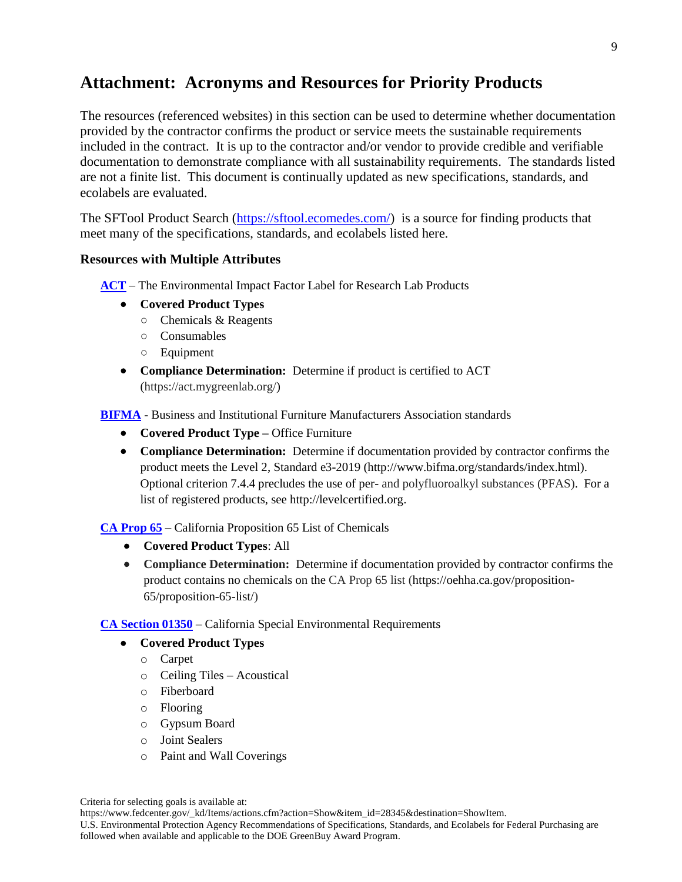# Attachment: Acronyms and Resources for Priority Products

The resources (referenced websites) in this section can be used to determine whether documentation provided by the contractor confirms the product or service meets the sustainable requirements included in the contract. It is up to the contractor and/or vendor to provide credible and verifiable documentation to demonstrate compliance with all sustainability requirements. The standards listed are not a finite list. This document is continually updated as new specifications, standards, and ecolabels are evaluated.

The SFTool Product Search (https://sftool.ecomedes.com/) is a source for finding products that meet many of the specifications, standards, and ecolabels listed here.

### Resources with Multiple Attributes

**ACT** – The Environmental Impact Factor Label for Research Lab Products

- **Covered Product Types**
  - Chemicals & Reagents
  - Consumables
  - Equipment
- **Compliance Determination:** Determine if product is certified to ACT (https://act.mygreenlab.org/)

**BIFMA** - Business and Institutional Furniture Manufacturers Association standards

- **Covered Product Type –** Office Furniture
- **Compliance Determination:** Determine if documentation provided by contractor confirms the product meets the Level 2, Standard e3-2019 (http://www.bifma.org/standards/index.html). Optional criterion 7.4.4 precludes the use of per- and polyfluoroalkyl substances (PFAS). For a list of registered products, see http://levelcertified.org.

**CA Prop 65 –** California Proposition 65 List of Chemicals

- **Covered Product Types**: All
- **Compliance Determination:** Determine if documentation provided by contractor confirms the product contains no chemicals on the CA Prop 65 list (https://oehha.ca.gov/proposition-65/proposition-65-list/)

**CA Section 01350** – California Special Environmental Requirements

- **Covered Product Types**
  - Carpet
  - Ceiling Tiles – Acoustical
  - Fiberboard
  - Flooring
  - Gypsum Board
  - Joint Sealers
  - Paint and Wall Coverings

Criteria for selecting goals is available at: https://www.fedcenter.gov/_kd/Items/actions.cfm?action=Show&item_id=28345&destination=ShowItem.
U.S. Environmental Protection Agency Recommendations of Specifications, Standards, and Ecolabels for Federal Purchasing are followed when available and applicable to the DOE GreenBuy Award Program.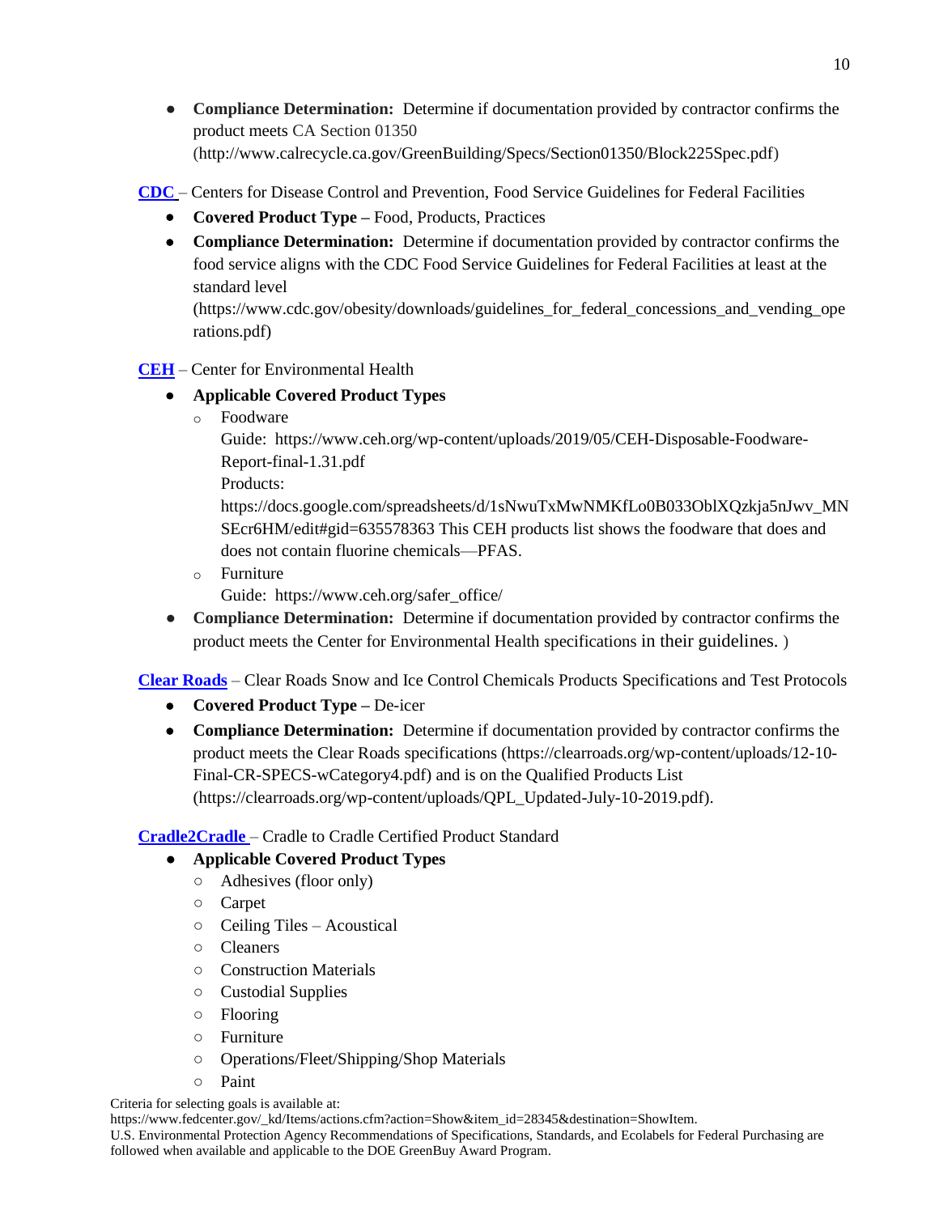- **Compliance Determination:** Determine if documentation provided by contractor confirms the product meets CA Section 01350 (http://www.calrecycle.ca.gov/GreenBuilding/Specs/Section01350/Block225Spec.pdf)

**CDC** – Centers for Disease Control and Prevention, Food Service Guidelines for Federal Facilities

- **Covered Product Type –** Food, Products, Practices
- **Compliance Determination:** Determine if documentation provided by contractor confirms the food service aligns with the CDC Food Service Guidelines for Federal Facilities at least at the standard level (https://www.cdc.gov/obesity/downloads/guidelines_for_federal_concessions_and_vending_operations.pdf)

**CEH** – Center for Environmental Health

- **Applicable Covered Product Types**
  - Foodware
    Guide: https://www.ceh.org/wp-content/uploads/2019/05/CEH-Disposable-Foodware-Report-final-1.31.pdf
    Products:
    https://docs.google.com/spreadsheets/d/1sNwuTxMwNMKfLo0B033OblXQzkja5nJwv_MNSEcr6HM/edit#gid=635578363 This CEH products list shows the foodware that does and does not contain fluorine chemicals—PFAS.
  - Furniture
    Guide: https://www.ceh.org/safer_office/
- **Compliance Determination:** Determine if documentation provided by contractor confirms the product meets the Center for Environmental Health specifications in their guidelines. )

**Clear Roads** – Clear Roads Snow and Ice Control Chemicals Products Specifications and Test Protocols

- **Covered Product Type –** De-icer
- **Compliance Determination:** Determine if documentation provided by contractor confirms the product meets the Clear Roads specifications (https://clearroads.org/wp-content/uploads/12-10-Final-CR-SPECS-wCategory4.pdf) and is on the Qualified Products List (https://clearroads.org/wp-content/uploads/QPL_Updated-July-10-2019.pdf).

**Cradle2Cradle** – Cradle to Cradle Certified Product Standard

- **Applicable Covered Product Types**
  - Adhesives (floor only)
  - Carpet
  - Ceiling Tiles – Acoustical
  - Cleaners
  - Construction Materials
  - Custodial Supplies
  - Flooring
  - Furniture
  - Operations/Fleet/Shipping/Shop Materials
  - Paint

Criteria for selecting goals is available at:
https://www.fedcenter.gov/_kd/Items/actions.cfm?action=Show&item_id=28345&destination=ShowItem.
U.S. Environmental Protection Agency Recommendations of Specifications, Standards, and Ecolabels for Federal Purchasing are followed when available and applicable to the DOE GreenBuy Award Program.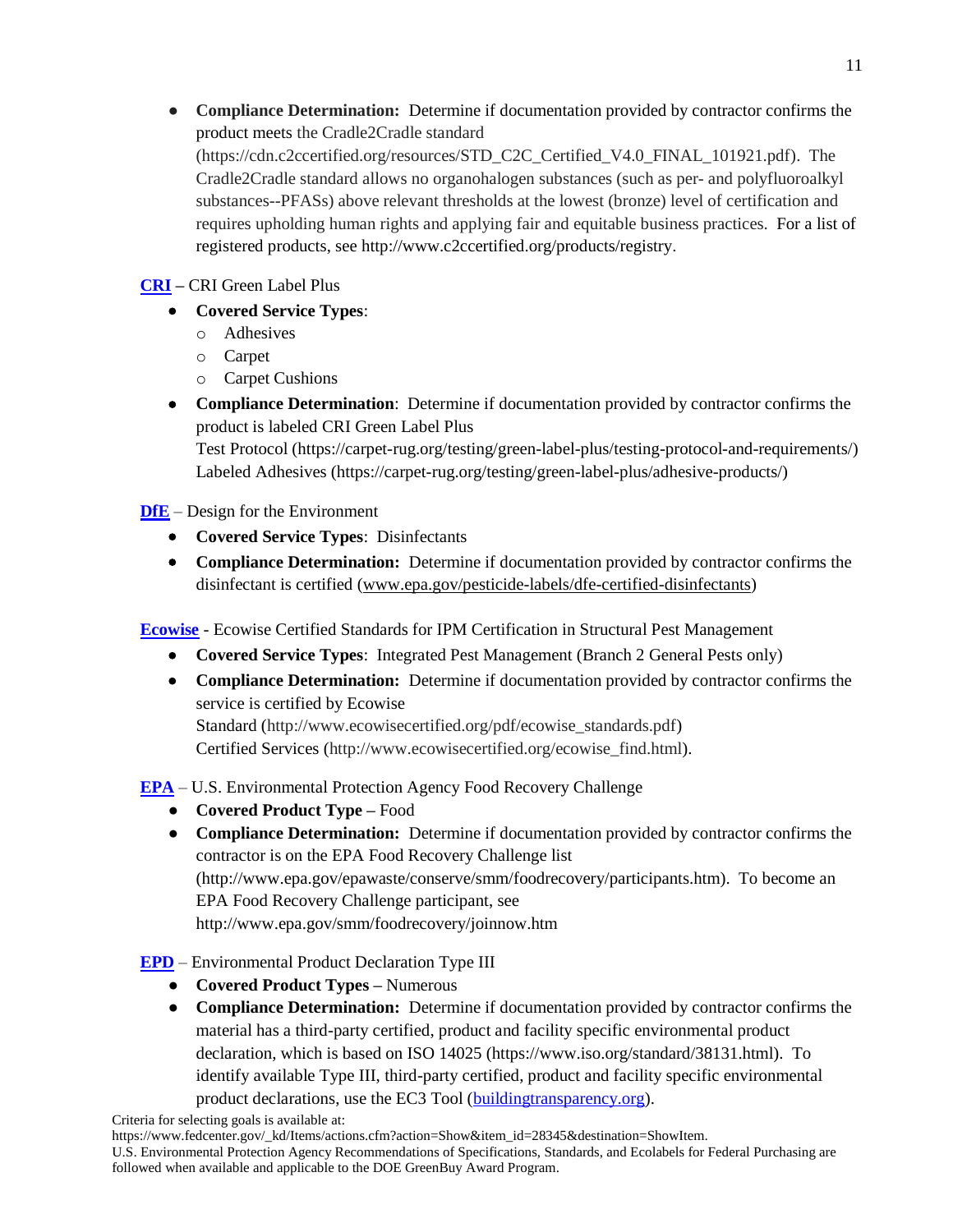- **Compliance Determination:** Determine if documentation provided by contractor confirms the product meets the Cradle2Cradle standard (https://cdn.c2ccertified.org/resources/STD_C2C_Certified_V4.0_FINAL_101921.pdf). The Cradle2Cradle standard allows no organohalogen substances (such as per- and polyfluoroalkyl substances--PFASs) above relevant thresholds at the lowest (bronze) level of certification and requires upholding human rights and applying fair and equitable business practices. For a list of registered products, see http://www.c2ccertified.org/products/registry.

**CRI** – CRI Green Label Plus

- **Covered Service Types**:
  - Adhesives
  - Carpet
  - Carpet Cushions
- **Compliance Determination**: Determine if documentation provided by contractor confirms the product is labeled CRI Green Label Plus
  Test Protocol (https://carpet-rug.org/testing/green-label-plus/testing-protocol-and-requirements/)
  Labeled Adhesives (https://carpet-rug.org/testing/green-label-plus/adhesive-products/)

**DfE** – Design for the Environment

- **Covered Service Types**: Disinfectants
- **Compliance Determination:** Determine if documentation provided by contractor confirms the disinfectant is certified (www.epa.gov/pesticide-labels/dfe-certified-disinfectants)

**Ecowise** - Ecowise Certified Standards for IPM Certification in Structural Pest Management

- **Covered Service Types**: Integrated Pest Management (Branch 2 General Pests only)
- **Compliance Determination:** Determine if documentation provided by contractor confirms the service is certified by Ecowise
  Standard (http://www.ecowisecertified.org/pdf/ecowise_standards.pdf)
  Certified Services (http://www.ecowisecertified.org/ecowise_find.html).

**EPA** – U.S. Environmental Protection Agency Food Recovery Challenge

- **Covered Product Type –** Food
- **Compliance Determination:** Determine if documentation provided by contractor confirms the contractor is on the EPA Food Recovery Challenge list (http://www.epa.gov/epawaste/conserve/smm/foodrecovery/participants.htm). To become an EPA Food Recovery Challenge participant, see http://www.epa.gov/smm/foodrecovery/joinnow.htm

**EPD** – Environmental Product Declaration Type III

- **Covered Product Types –** Numerous
- **Compliance Determination:** Determine if documentation provided by contractor confirms the material has a third-party certified, product and facility specific environmental product declaration, which is based on ISO 14025 (https://www.iso.org/standard/38131.html). To identify available Type III, third-party certified, product and facility specific environmental product declarations, use the EC3 Tool (buildingtransparency.org).

Criteria for selecting goals is available at:
https://www.fedcenter.gov/_kd/Items/actions.cfm?action=Show&item_id=28345&destination=ShowItem.
U.S. Environmental Protection Agency Recommendations of Specifications, Standards, and Ecolabels for Federal Purchasing are followed when available and applicable to the DOE GreenBuy Award Program.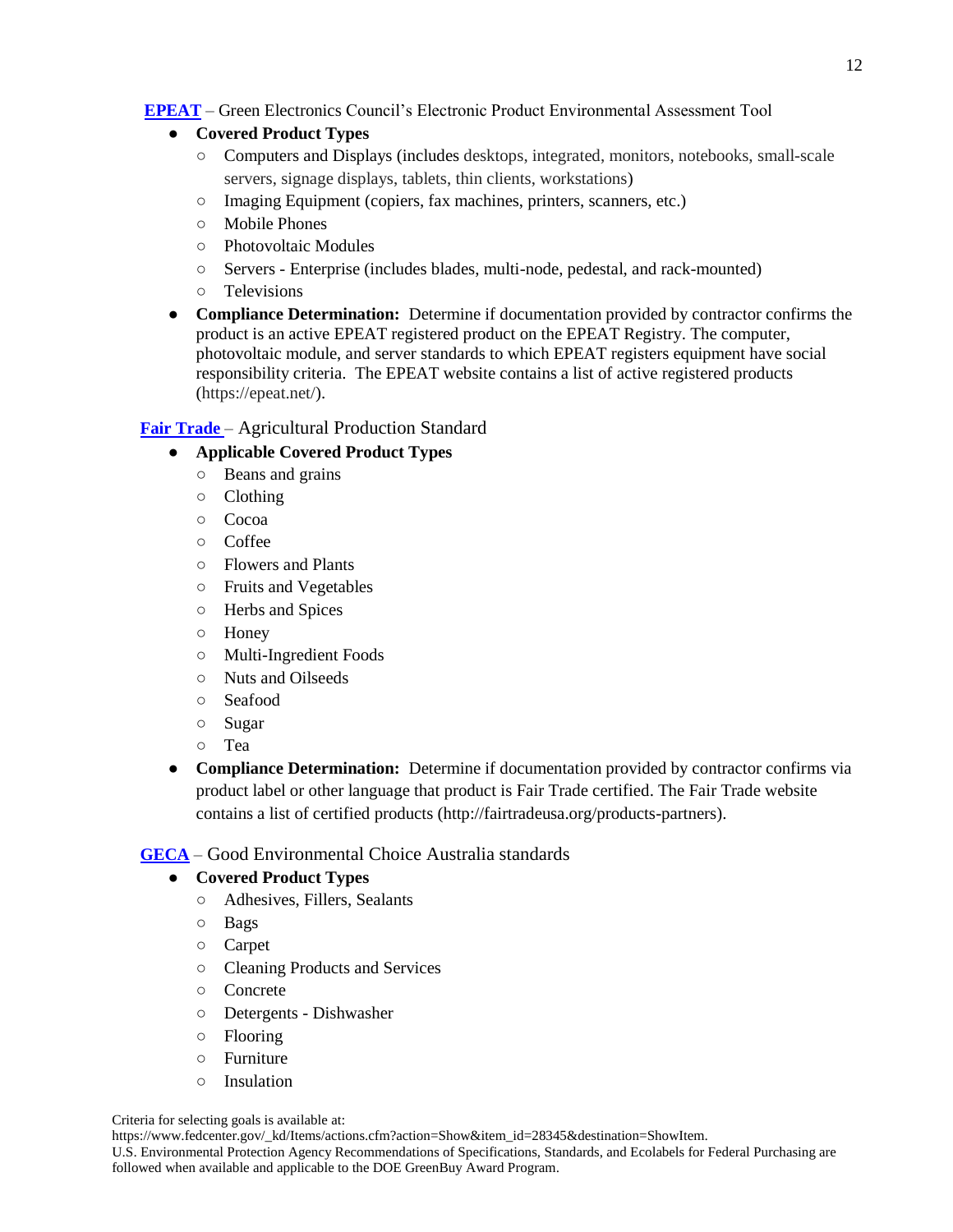**EPEAT** – Green Electronics Council's Electronic Product Environmental Assessment Tool

- **Covered Product Types**
  - Computers and Displays (includes desktops, integrated, monitors, notebooks, small-scale servers, signage displays, tablets, thin clients, workstations)
  - Imaging Equipment (copiers, fax machines, printers, scanners, etc.)
  - Mobile Phones
  - Photovoltaic Modules
  - Servers - Enterprise (includes blades, multi-node, pedestal, and rack-mounted)
  - Televisions
- **Compliance Determination:** Determine if documentation provided by contractor confirms the product is an active EPEAT registered product on the EPEAT Registry. The computer, photovoltaic module, and server standards to which EPEAT registers equipment have social responsibility criteria. The EPEAT website contains a list of active registered products (https://epeat.net/).

**Fair Trade** – Agricultural Production Standard

- **Applicable Covered Product Types**
  - Beans and grains
  - Clothing
  - Cocoa
  - Coffee
  - Flowers and Plants
  - Fruits and Vegetables
  - Herbs and Spices
  - Honey
  - Multi-Ingredient Foods
  - Nuts and Oilseeds
  - Seafood
  - Sugar
  - Tea
- **Compliance Determination:** Determine if documentation provided by contractor confirms via product label or other language that product is Fair Trade certified. The Fair Trade website contains a list of certified products (http://fairtradeusa.org/products-partners).

**GECA** – Good Environmental Choice Australia standards

- **Covered Product Types**
  - Adhesives, Fillers, Sealants
  - Bags
  - Carpet
  - Cleaning Products and Services
  - Concrete
  - Detergents - Dishwasher
  - Flooring
  - Furniture
  - Insulation

Criteria for selecting goals is available at:
https://www.fedcenter.gov/_kd/Items/actions.cfm?action=Show&item_id=28345&destination=ShowItem.
U.S. Environmental Protection Agency Recommendations of Specifications, Standards, and Ecolabels for Federal Purchasing are followed when available and applicable to the DOE GreenBuy Award Program.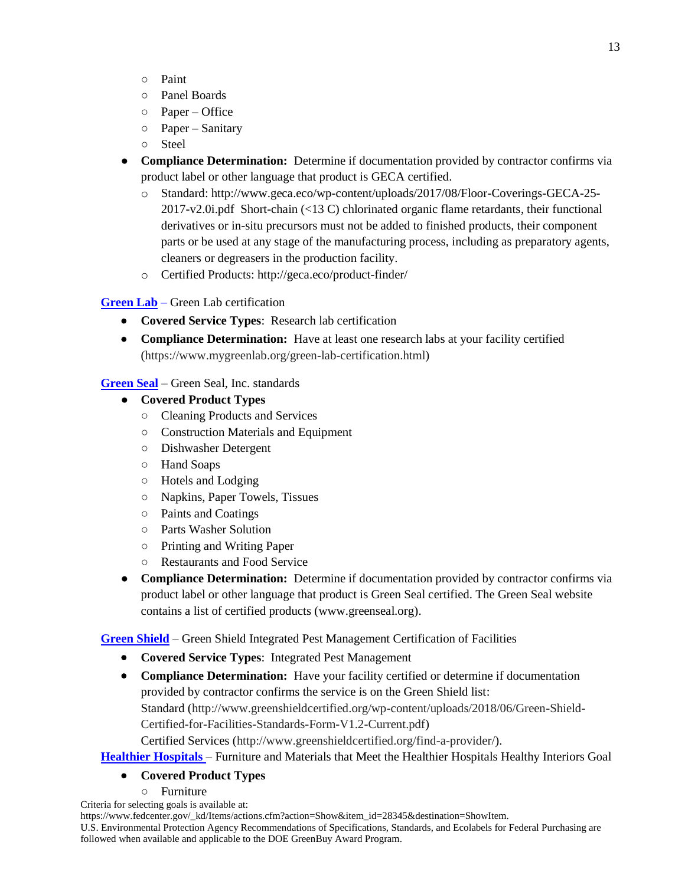- Paint
- Panel Boards
- Paper – Office
- Paper – Sanitary
- Steel

- **Compliance Determination:** Determine if documentation provided by contractor confirms via product label or other language that product is GECA certified.
  - Standard: http://www.geca.eco/wp-content/uploads/2017/08/Floor-Coverings-GECA-25-2017-v2.0i.pdf Short-chain (<13 C) chlorinated organic flame retardants, their functional derivatives or in-situ precursors must not be added to finished products, their component parts or be used at any stage of the manufacturing process, including as preparatory agents, cleaners or degreasers in the production facility.
  - Certified Products: http://geca.eco/product-finder/

**Green Lab** – Green Lab certification

- **Covered Service Types**: Research lab certification
- **Compliance Determination:** Have at least one research labs at your facility certified (https://www.mygreenlab.org/green-lab-certification.html)

**Green Seal** – Green Seal, Inc. standards

- **Covered Product Types**
  - Cleaning Products and Services
  - Construction Materials and Equipment
  - Dishwasher Detergent
  - Hand Soaps
  - Hotels and Lodging
  - Napkins, Paper Towels, Tissues
  - Paints and Coatings
  - Parts Washer Solution
  - Printing and Writing Paper
  - Restaurants and Food Service
- **Compliance Determination:** Determine if documentation provided by contractor confirms via product label or other language that product is Green Seal certified. The Green Seal website contains a list of certified products (www.greenseal.org).

**Green Shield** – Green Shield Integrated Pest Management Certification of Facilities

- **Covered Service Types**: Integrated Pest Management
- **Compliance Determination:** Have your facility certified or determine if documentation provided by contractor confirms the service is on the Green Shield list:
  Standard (http://www.greenshieldcertified.org/wp-content/uploads/2018/06/Green-Shield-Certified-for-Facilities-Standards-Form-V1.2-Current.pdf)
  Certified Services (http://www.greenshieldcertified.org/find-a-provider/).

**Healthier Hospitals** – Furniture and Materials that Meet the Healthier Hospitals Healthy Interiors Goal

- **Covered Product Types**
  - Furniture

Criteria for selecting goals is available at:
https://www.fedcenter.gov/_kd/Items/actions.cfm?action=Show&item_id=28345&destination=ShowItem.
U.S. Environmental Protection Agency Recommendations of Specifications, Standards, and Ecolabels for Federal Purchasing are followed when available and applicable to the DOE GreenBuy Award Program.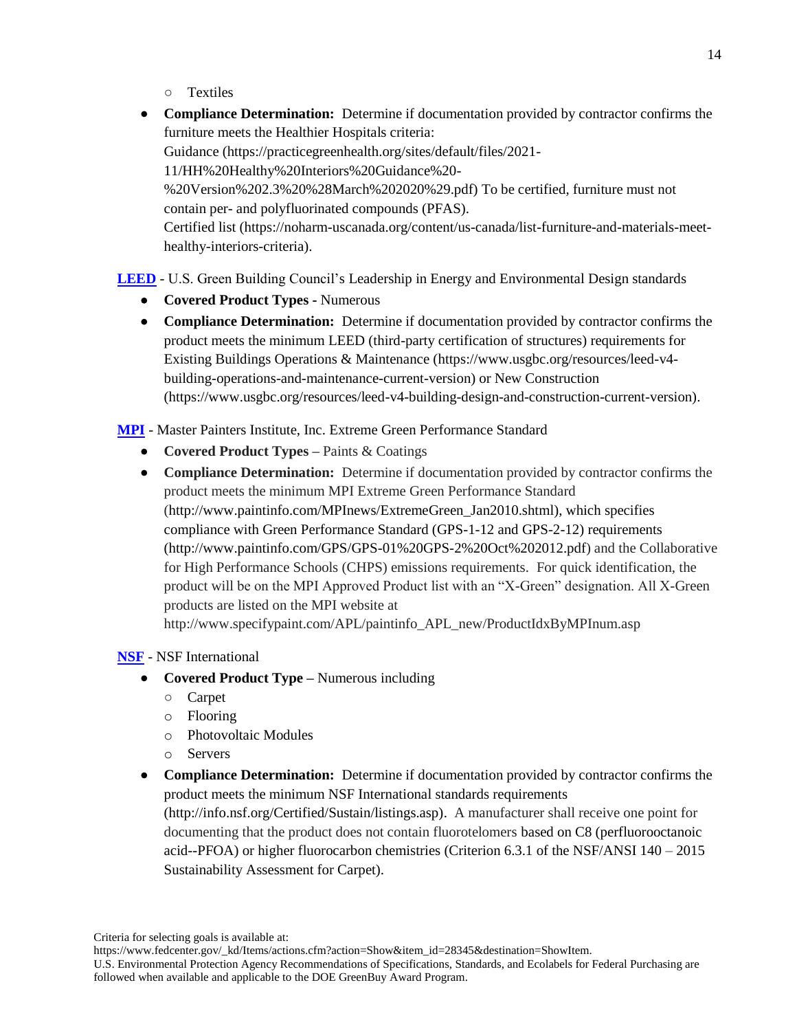- Textiles

- **Compliance Determination:** Determine if documentation provided by contractor confirms the furniture meets the Healthier Hospitals criteria:
  Guidance (https://practicegreenhealth.org/sites/default/files/2021-11/HH%20Healthy%20Interiors%20Guidance%20-%20Version%202.3%20%28March%202020%29.pdf) To be certified, furniture must not contain per- and polyfluorinated compounds (PFAS).
  Certified list (https://noharm-uscanada.org/content/us-canada/list-furniture-and-materials-meet-healthy-interiors-criteria).

**LEED** - U.S. Green Building Council's Leadership in Energy and Environmental Design standards

- **Covered Product Types -** Numerous
- **Compliance Determination:** Determine if documentation provided by contractor confirms the product meets the minimum LEED (third-party certification of structures) requirements for Existing Buildings Operations & Maintenance (https://www.usgbc.org/resources/leed-v4-building-operations-and-maintenance-current-version) or New Construction (https://www.usgbc.org/resources/leed-v4-building-design-and-construction-current-version).

**MPI** - Master Painters Institute, Inc. Extreme Green Performance Standard

- **Covered Product Types –** Paints & Coatings
- **Compliance Determination:** Determine if documentation provided by contractor confirms the product meets the minimum MPI Extreme Green Performance Standard (http://www.paintinfo.com/MPInews/ExtremeGreen_Jan2010.shtml), which specifies compliance with Green Performance Standard (GPS-1-12 and GPS-2-12) requirements (http://www.paintinfo.com/GPS/GPS-01%20GPS-2%20Oct%202012.pdf) and the Collaborative for High Performance Schools (CHPS) emissions requirements. For quick identification, the product will be on the MPI Approved Product list with an "X-Green" designation. All X-Green products are listed on the MPI website at http://www.specifypaint.com/APL/paintinfo_APL_new/ProductIdxByMPInum.asp

**NSF** - NSF International

- **Covered Product Type –** Numerous including
  - Carpet
  - Flooring
  - Photovoltaic Modules
  - Servers
- **Compliance Determination:** Determine if documentation provided by contractor confirms the product meets the minimum NSF International standards requirements (http://info.nsf.org/Certified/Sustain/listings.asp). A manufacturer shall receive one point for documenting that the product does not contain fluorotelomers based on C8 (perfluorooctanoic acid--PFOA) or higher fluorocarbon chemistries (Criterion 6.3.1 of the NSF/ANSI 140 – 2015 Sustainability Assessment for Carpet).

Criteria for selecting goals is available at:
https://www.fedcenter.gov/_kd/Items/actions.cfm?action=Show&item_id=28345&destination=ShowItem.
U.S. Environmental Protection Agency Recommendations of Specifications, Standards, and Ecolabels for Federal Purchasing are followed when available and applicable to the DOE GreenBuy Award Program.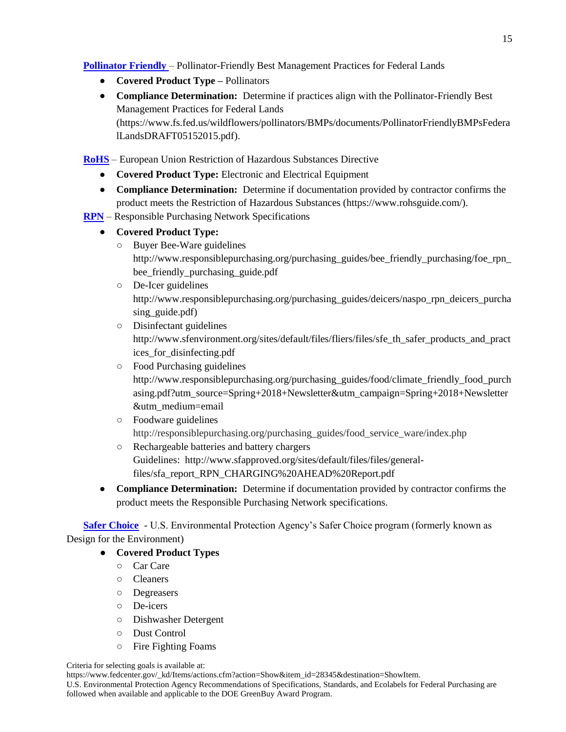**Pollinator Friendly** – Pollinator-Friendly Best Management Practices for Federal Lands

- **Covered Product Type –** Pollinators
- **Compliance Determination:** Determine if practices align with the Pollinator-Friendly Best Management Practices for Federal Lands (https://www.fs.fed.us/wildflowers/pollinators/BMPs/documents/PollinatorFriendlyBMPsFederalLandsDRAFT05152015.pdf).

**RoHS** – European Union Restriction of Hazardous Substances Directive

- **Covered Product Type:** Electronic and Electrical Equipment
- **Compliance Determination:** Determine if documentation provided by contractor confirms the product meets the Restriction of Hazardous Substances (https://www.rohsguide.com/).

**RPN** – Responsible Purchasing Network Specifications

- **Covered Product Type:**
  - Buyer Bee-Ware guidelines http://www.responsiblepurchasing.org/purchasing_guides/bee_friendly_purchasing/foe_rpn_bee_friendly_purchasing_guide.pdf
  - De-Icer guidelines http://www.responsiblepurchasing.org/purchasing_guides/deicers/naspo_rpn_deicers_purchasing_guide.pdf)
  - Disinfectant guidelines http://www.sfenvironment.org/sites/default/files/fliers/files/sfe_th_safer_products_and_practices_for_disinfecting.pdf
  - Food Purchasing guidelines http://www.responsiblepurchasing.org/purchasing_guides/food/climate_friendly_food_purchasing.pdf?utm_source=Spring+2018+Newsletter&utm_campaign=Spring+2018+Newsletter&utm_medium=email
  - Foodware guidelines http://responsiblepurchasing.org/purchasing_guides/food_service_ware/index.php
  - Rechargeable batteries and battery chargers Guidelines: http://www.sfapproved.org/sites/default/files/files/general-files/sfa_report_RPN_CHARGING%20AHEAD%20Report.pdf
- **Compliance Determination:** Determine if documentation provided by contractor confirms the product meets the Responsible Purchasing Network specifications.

**Safer Choice** - U.S. Environmental Protection Agency's Safer Choice program (formerly known as Design for the Environment)

- **Covered Product Types**
  - Car Care
  - Cleaners
  - Degreasers
  - De-icers
  - Dishwasher Detergent
  - Dust Control
  - Fire Fighting Foams

Criteria for selecting goals is available at: https://www.fedcenter.gov/_kd/Items/actions.cfm?action=Show&item_id=28345&destination=ShowItem.
U.S. Environmental Protection Agency Recommendations of Specifications, Standards, and Ecolabels for Federal Purchasing are followed when available and applicable to the DOE GreenBuy Award Program.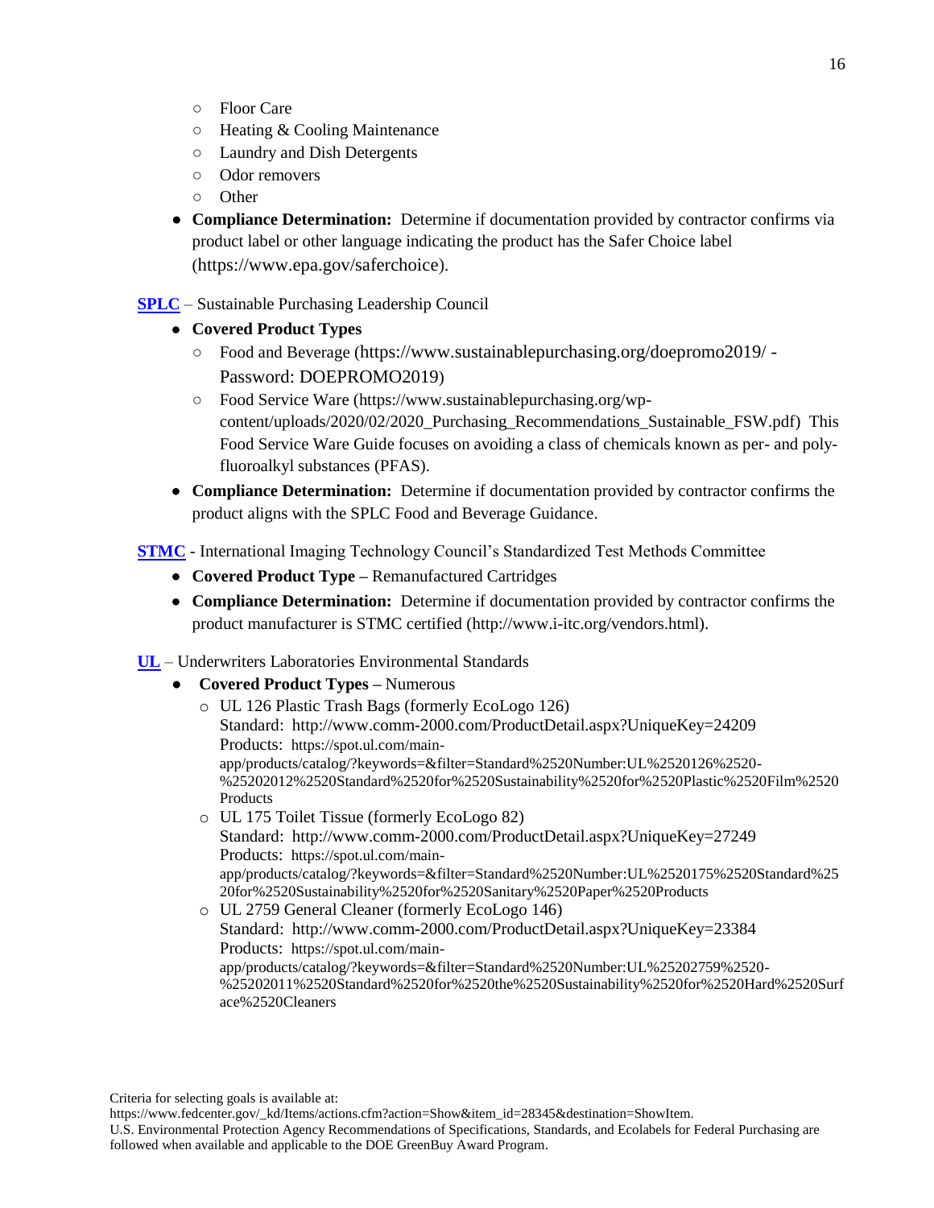- Floor Care
    - Heating & Cooling Maintenance
    - Laundry and Dish Detergents
    - Odor removers
    - Other
- **Compliance Determination:** Determine if documentation provided by contractor confirms via product label or other language indicating the product has the Safer Choice label (https://www.epa.gov/saferchoice).

**SPLC** – Sustainable Purchasing Leadership Council

- **Covered Product Types**
    - Food and Beverage (https://www.sustainablepurchasing.org/doepromo2019/ - Password: DOEPROMO2019)
    - Food Service Ware (https://www.sustainablepurchasing.org/wp-content/uploads/2020/02/2020_Purchasing_Recommendations_Sustainable_FSW.pdf) This Food Service Ware Guide focuses on avoiding a class of chemicals known as per- and poly-fluoroalkyl substances (PFAS).
- **Compliance Determination:** Determine if documentation provided by contractor confirms the product aligns with the SPLC Food and Beverage Guidance.

**STMC** - International Imaging Technology Council's Standardized Test Methods Committee

- **Covered Product Type –** Remanufactured Cartridges
- **Compliance Determination:** Determine if documentation provided by contractor confirms the product manufacturer is STMC certified (http://www.i-itc.org/vendors.html).

**UL** – Underwriters Laboratories Environmental Standards

- **Covered Product Types –** Numerous
    - UL 126 Plastic Trash Bags (formerly EcoLogo 126)
      Standard: http://www.comm-2000.com/ProductDetail.aspx?UniqueKey=24209
      Products: https://spot.ul.com/main-app/products/catalog/?keywords=&filter=Standard%2520Number:UL%2520126%2520-%25202012%2520Standard%2520for%2520Sustainability%2520for%2520Plastic%2520Film%2520Products
    - UL 175 Toilet Tissue (formerly EcoLogo 82)
      Standard: http://www.comm-2000.com/ProductDetail.aspx?UniqueKey=27249
      Products: https://spot.ul.com/main-app/products/catalog/?keywords=&filter=Standard%2520Number:UL%2520175%2520Standard%2520for%2520Sustainability%2520for%2520Sanitary%2520Paper%2520Products
    - UL 2759 General Cleaner (formerly EcoLogo 146)
      Standard: http://www.comm-2000.com/ProductDetail.aspx?UniqueKey=23384
      Products: https://spot.ul.com/main-app/products/catalog/?keywords=&filter=Standard%2520Number:UL%25202759%2520-%25202011%2520Standard%2520for%2520the%2520Sustainability%2520for%2520Hard%2520Surface%2520Cleaners

Criteria for selecting goals is available at: https://www.fedcenter.gov/_kd/Items/actions.cfm?action=Show&item_id=28345&destination=ShowItem.
U.S. Environmental Protection Agency Recommendations of Specifications, Standards, and Ecolabels for Federal Purchasing are followed when available and applicable to the DOE GreenBuy Award Program.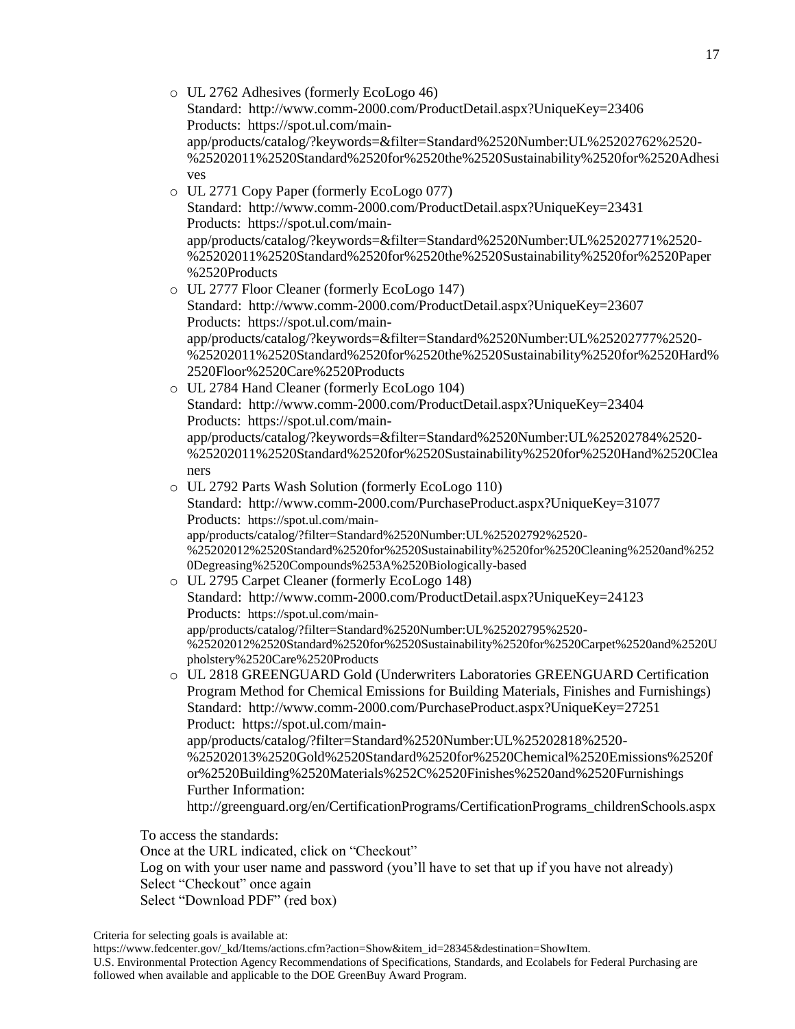- UL 2762 Adhesives (formerly EcoLogo 46)
  Standard: http://www.comm-2000.com/ProductDetail.aspx?UniqueKey=23406
  Products: https://spot.ul.com/main-app/products/catalog/?keywords=&filter=Standard%2520Number:UL%25202762%2520-%25202011%2520Standard%2520for%2520the%2520Sustainability%2520for%2520Adhesives
- UL 2771 Copy Paper (formerly EcoLogo 077)
  Standard: http://www.comm-2000.com/ProductDetail.aspx?UniqueKey=23431
  Products: https://spot.ul.com/main-app/products/catalog/?keywords=&filter=Standard%2520Number:UL%25202771%2520-%25202011%2520Standard%2520for%2520the%2520Sustainability%2520for%2520Paper%2520Products
- UL 2777 Floor Cleaner (formerly EcoLogo 147)
  Standard: http://www.comm-2000.com/ProductDetail.aspx?UniqueKey=23607
  Products: https://spot.ul.com/main-app/products/catalog/?keywords=&filter=Standard%2520Number:UL%25202777%2520-%25202011%2520Standard%2520for%2520the%2520Sustainability%2520for%2520Hard%2520Floor%2520Care%2520Products
- UL 2784 Hand Cleaner (formerly EcoLogo 104)
  Standard: http://www.comm-2000.com/ProductDetail.aspx?UniqueKey=23404
  Products: https://spot.ul.com/main-app/products/catalog/?keywords=&filter=Standard%2520Number:UL%25202784%2520-%25202011%2520Standard%2520for%2520Sustainability%2520for%2520Hand%2520Cleaners
- UL 2792 Parts Wash Solution (formerly EcoLogo 110)
  Standard: http://www.comm-2000.com/PurchaseProduct.aspx?UniqueKey=31077
  Products: https://spot.ul.com/main-app/products/catalog/?filter=Standard%2520Number:UL%25202792%2520-%25202012%2520Standard%2520for%2520Sustainability%2520for%2520Cleaning%2520and%2520Degreasing%2520Compounds%253A%2520Biologically-based
- UL 2795 Carpet Cleaner (formerly EcoLogo 148)
  Standard: http://www.comm-2000.com/ProductDetail.aspx?UniqueKey=24123
  Products: https://spot.ul.com/main-app/products/catalog/?filter=Standard%2520Number:UL%25202795%2520-%25202012%2520Standard%2520for%2520Sustainability%2520for%2520Carpet%2520and%2520Upholstery%2520Care%2520Products
- UL 2818 GREENGUARD Gold (Underwriters Laboratories GREENGUARD Certification Program Method for Chemical Emissions for Building Materials, Finishes and Furnishings)
  Standard: http://www.comm-2000.com/PurchaseProduct.aspx?UniqueKey=27251
  Product: https://spot.ul.com/main-app/products/catalog/?filter=Standard%2520Number:UL%25202818%2520-%25202013%2520Gold%2520Standard%2520for%2520Chemical%2520Emissions%2520for%2520Building%2520Materials%252C%2520Finishes%2520and%2520Furnishings
  Further Information:
  http://greenguard.org/en/CertificationPrograms/CertificationPrograms_childrenSchools.aspx

To access the standards:
Once at the URL indicated, click on "Checkout"
Log on with your user name and password (you'll have to set that up if you have not already)
Select "Checkout" once again
Select "Download PDF" (red box)

Criteria for selecting goals is available at:
https://www.fedcenter.gov/_kd/Items/actions.cfm?action=Show&item_id=28345&destination=ShowItem.
U.S. Environmental Protection Agency Recommendations of Specifications, Standards, and Ecolabels for Federal Purchasing are followed when available and applicable to the DOE GreenBuy Award Program.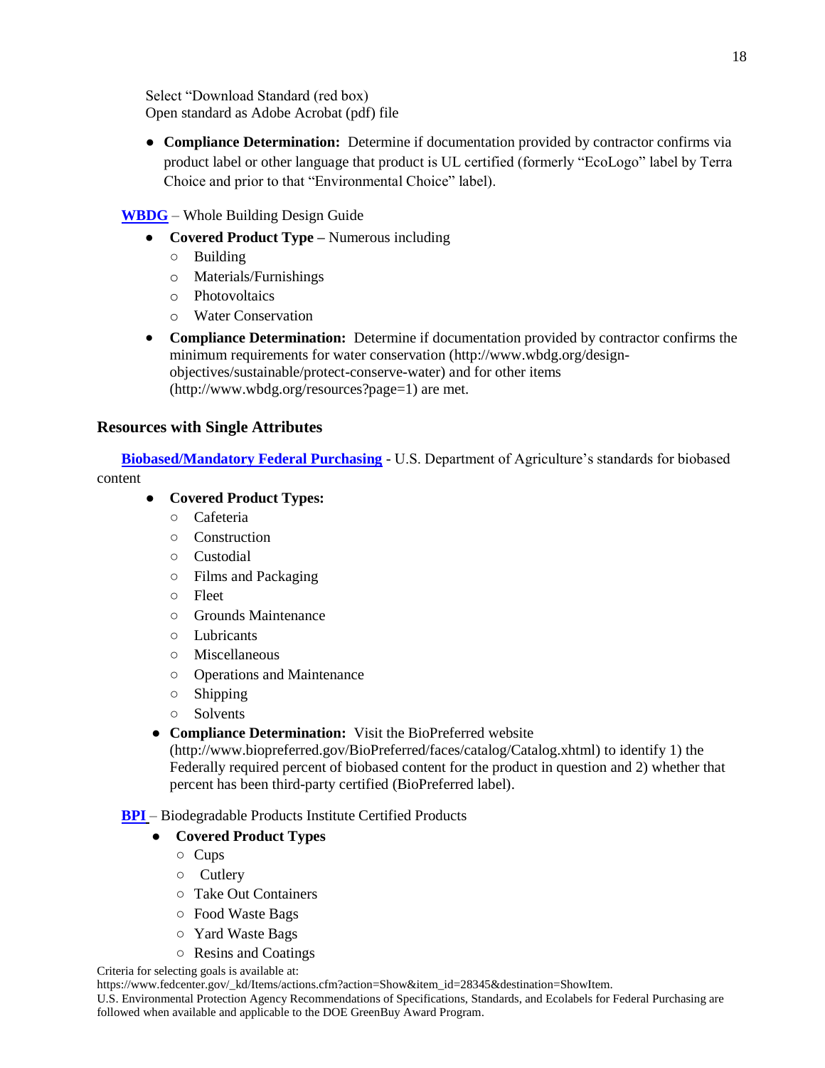Select "Download Standard (red box)
Open standard as Adobe Acrobat (pdf) file

- **Compliance Determination:** Determine if documentation provided by contractor confirms via product label or other language that product is UL certified (formerly "EcoLogo" label by Terra Choice and prior to that "Environmental Choice" label).

**WBDG** – Whole Building Design Guide

- **Covered Product Type –** Numerous including
  - Building
  - Materials/Furnishings
  - Photovoltaics
  - Water Conservation
- **Compliance Determination:** Determine if documentation provided by contractor confirms the minimum requirements for water conservation (http://www.wbdg.org/design-objectives/sustainable/protect-conserve-water) and for other items (http://www.wbdg.org/resources?page=1) are met.

## Resources with Single Attributes

**Biobased/Mandatory Federal Purchasing** - U.S. Department of Agriculture's standards for biobased content

- **Covered Product Types:**
  - Cafeteria
  - Construction
  - Custodial
  - Films and Packaging
  - Fleet
  - Grounds Maintenance
  - Lubricants
  - Miscellaneous
  - Operations and Maintenance
  - Shipping
  - Solvents
- **Compliance Determination:** Visit the BioPreferred website (http://www.biopreferred.gov/BioPreferred/faces/catalog/Catalog.xhtml) to identify 1) the Federally required percent of biobased content for the product in question and 2) whether that percent has been third-party certified (BioPreferred label).

**BPI** – Biodegradable Products Institute Certified Products

- **Covered Product Types**
  - Cups
  - Cutlery
  - Take Out Containers
  - Food Waste Bags
  - Yard Waste Bags
  - Resins and Coatings

Criteria for selecting goals is available at: https://www.fedcenter.gov/_kd/Items/actions.cfm?action=Show&item_id=28345&destination=ShowItem.
U.S. Environmental Protection Agency Recommendations of Specifications, Standards, and Ecolabels for Federal Purchasing are followed when available and applicable to the DOE GreenBuy Award Program.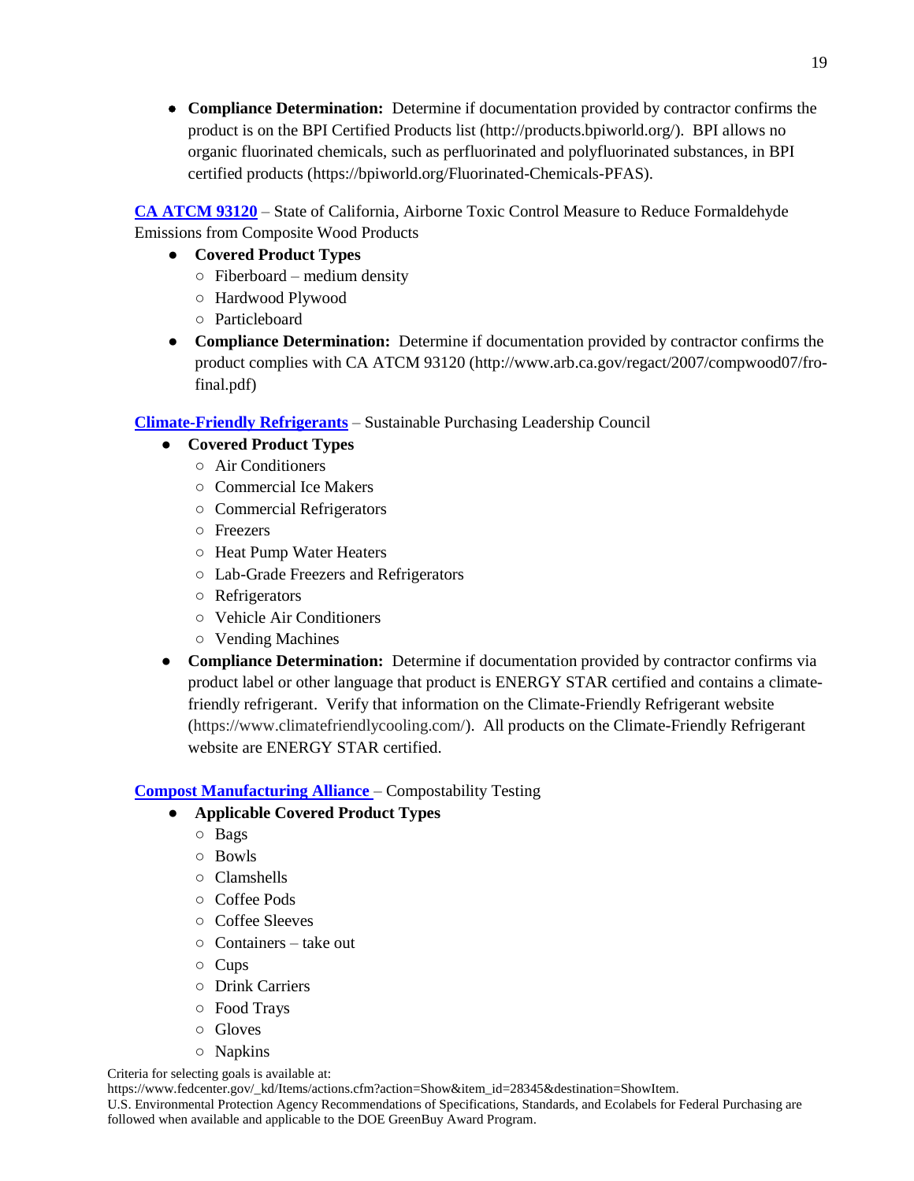- **Compliance Determination:** Determine if documentation provided by contractor confirms the product is on the BPI Certified Products list (http://products.bpiworld.org/). BPI allows no organic fluorinated chemicals, such as perfluorinated and polyfluorinated substances, in BPI certified products (https://bpiworld.org/Fluorinated-Chemicals-PFAS).

**CA ATCM 93120** – State of California, Airborne Toxic Control Measure to Reduce Formaldehyde Emissions from Composite Wood Products

- **Covered Product Types**
  - Fiberboard – medium density
  - Hardwood Plywood
  - Particleboard
- **Compliance Determination:** Determine if documentation provided by contractor confirms the product complies with CA ATCM 93120 (http://www.arb.ca.gov/regact/2007/compwood07/fro-final.pdf)

**Climate-Friendly Refrigerants** – Sustainable Purchasing Leadership Council

- **Covered Product Types**
  - Air Conditioners
  - Commercial Ice Makers
  - Commercial Refrigerators
  - Freezers
  - Heat Pump Water Heaters
  - Lab-Grade Freezers and Refrigerators
  - Refrigerators
  - Vehicle Air Conditioners
  - Vending Machines
- **Compliance Determination:** Determine if documentation provided by contractor confirms via product label or other language that product is ENERGY STAR certified and contains a climate-friendly refrigerant. Verify that information on the Climate-Friendly Refrigerant website (https://www.climatefriendlycooling.com/). All products on the Climate-Friendly Refrigerant website are ENERGY STAR certified.

**Compost Manufacturing Alliance** – Compostability Testing

- **Applicable Covered Product Types**
  - Bags
  - Bowls
  - Clamshells
  - Coffee Pods
  - Coffee Sleeves
  - Containers – take out
  - Cups
  - Drink Carriers
  - Food Trays
  - Gloves
  - Napkins

Criteria for selecting goals is available at:
https://www.fedcenter.gov/_kd/Items/actions.cfm?action=Show&item_id=28345&destination=ShowItem.
U.S. Environmental Protection Agency Recommendations of Specifications, Standards, and Ecolabels for Federal Purchasing are followed when available and applicable to the DOE GreenBuy Award Program.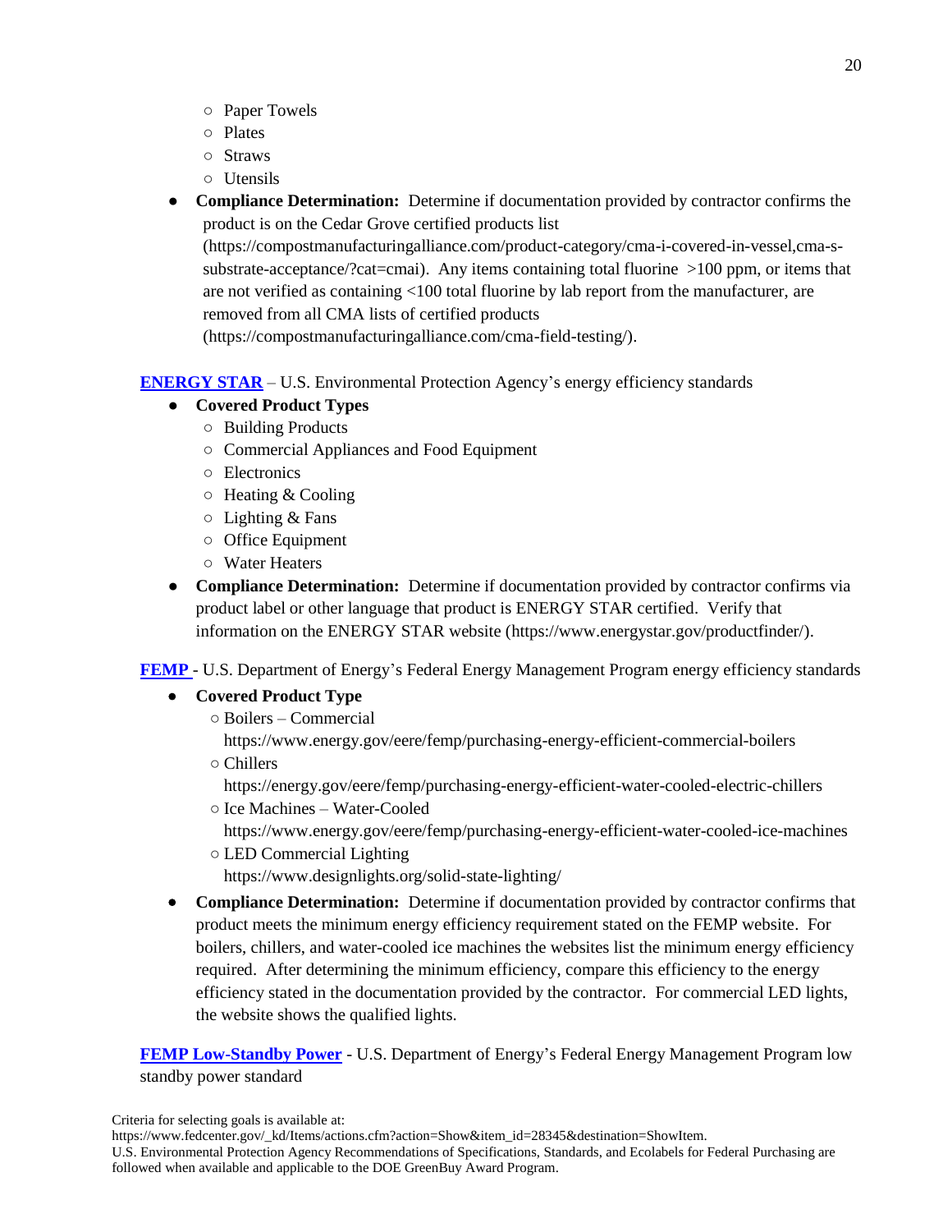- Paper Towels
  - Plates
  - Straws
  - Utensils
- **Compliance Determination:** Determine if documentation provided by contractor confirms the product is on the Cedar Grove certified products list (https://compostmanufacturingalliance.com/product-category/cma-i-covered-in-vessel,cma-s-substrate-acceptance/?cat=cmai). Any items containing total fluorine >100 ppm, or items that are not verified as containing <100 total fluorine by lab report from the manufacturer, are removed from all CMA lists of certified products (https://compostmanufacturingalliance.com/cma-field-testing/).

**ENERGY STAR** – U.S. Environmental Protection Agency's energy efficiency standards

- **Covered Product Types**
  - Building Products
  - Commercial Appliances and Food Equipment
  - Electronics
  - Heating & Cooling
  - Lighting & Fans
  - Office Equipment
  - Water Heaters
- **Compliance Determination:** Determine if documentation provided by contractor confirms via product label or other language that product is ENERGY STAR certified. Verify that information on the ENERGY STAR website (https://www.energystar.gov/productfinder/).

**FEMP** - U.S. Department of Energy's Federal Energy Management Program energy efficiency standards

- **Covered Product Type**
  - Boilers – Commercial
    https://www.energy.gov/eere/femp/purchasing-energy-efficient-commercial-boilers
  - Chillers
    https://energy.gov/eere/femp/purchasing-energy-efficient-water-cooled-electric-chillers
  - Ice Machines – Water-Cooled
    https://www.energy.gov/eere/femp/purchasing-energy-efficient-water-cooled-ice-machines
  - LED Commercial Lighting
    https://www.designlights.org/solid-state-lighting/
- **Compliance Determination:** Determine if documentation provided by contractor confirms that product meets the minimum energy efficiency requirement stated on the FEMP website. For boilers, chillers, and water-cooled ice machines the websites list the minimum energy efficiency required. After determining the minimum efficiency, compare this efficiency to the energy efficiency stated in the documentation provided by the contractor. For commercial LED lights, the website shows the qualified lights.

**FEMP Low-Standby Power** - U.S. Department of Energy's Federal Energy Management Program low standby power standard

Criteria for selecting goals is available at:
https://www.fedcenter.gov/_kd/Items/actions.cfm?action=Show&item_id=28345&destination=ShowItem.
U.S. Environmental Protection Agency Recommendations of Specifications, Standards, and Ecolabels for Federal Purchasing are followed when available and applicable to the DOE GreenBuy Award Program.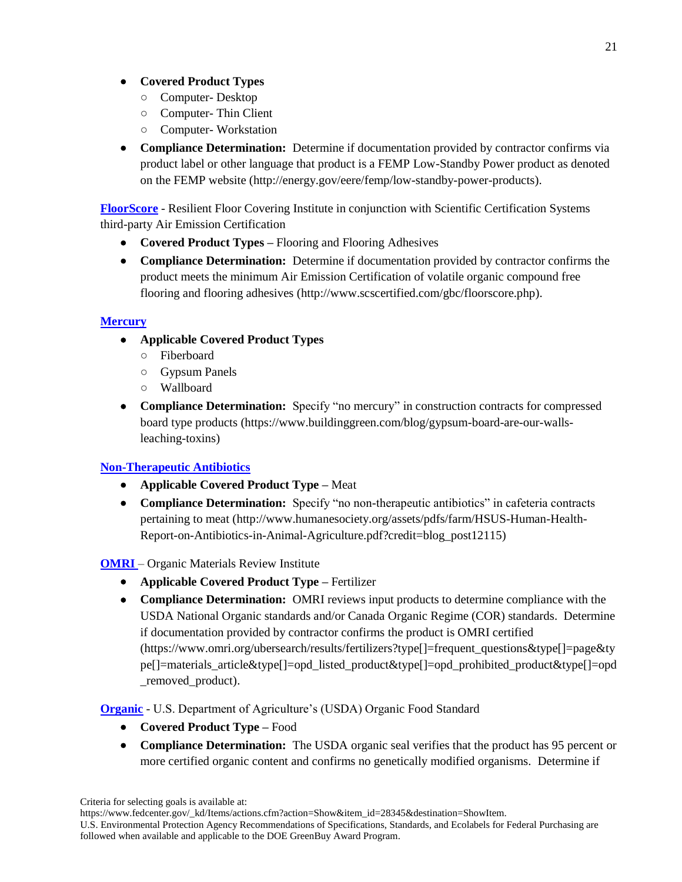- **Covered Product Types**
  - Computer- Desktop
  - Computer- Thin Client
  - Computer- Workstation
- **Compliance Determination:** Determine if documentation provided by contractor confirms via product label or other language that product is a FEMP Low-Standby Power product as denoted on the FEMP website (http://energy.gov/eere/femp/low-standby-power-products).

**FloorScore** - Resilient Floor Covering Institute in conjunction with Scientific Certification Systems third-party Air Emission Certification

- **Covered Product Types –** Flooring and Flooring Adhesives
- **Compliance Determination:** Determine if documentation provided by contractor confirms the product meets the minimum Air Emission Certification of volatile organic compound free flooring and flooring adhesives (http://www.scscertified.com/gbc/floorscore.php).

**Mercury**

- **Applicable Covered Product Types**
  - Fiberboard
  - Gypsum Panels
  - Wallboard
- **Compliance Determination:** Specify "no mercury" in construction contracts for compressed board type products (https://www.buildinggreen.com/blog/gypsum-board-are-our-walls-leaching-toxins)

**Non-Therapeutic Antibiotics**

- **Applicable Covered Product Type –** Meat
- **Compliance Determination:** Specify "no non-therapeutic antibiotics" in cafeteria contracts pertaining to meat (http://www.humanesociety.org/assets/pdfs/farm/HSUS-Human-Health-Report-on-Antibiotics-in-Animal-Agriculture.pdf?credit=blog_post12115)

**OMRI** – Organic Materials Review Institute

- **Applicable Covered Product Type –** Fertilizer
- **Compliance Determination:** OMRI reviews input products to determine compliance with the USDA National Organic standards and/or Canada Organic Regime (COR) standards. Determine if documentation provided by contractor confirms the product is OMRI certified (https://www.omri.org/ubersearch/results/fertilizers?type[]=frequent_questions&type[]=page&type[]=materials_article&type[]=opd_listed_product&type[]=opd_prohibited_product&type[]=opd_removed_product).

**Organic** - U.S. Department of Agriculture's (USDA) Organic Food Standard

- **Covered Product Type –** Food
- **Compliance Determination:** The USDA organic seal verifies that the product has 95 percent or more certified organic content and confirms no genetically modified organisms. Determine if

Criteria for selecting goals is available at:
https://www.fedcenter.gov/_kd/Items/actions.cfm?action=Show&item_id=28345&destination=ShowItem.
U.S. Environmental Protection Agency Recommendations of Specifications, Standards, and Ecolabels for Federal Purchasing are followed when available and applicable to the DOE GreenBuy Award Program.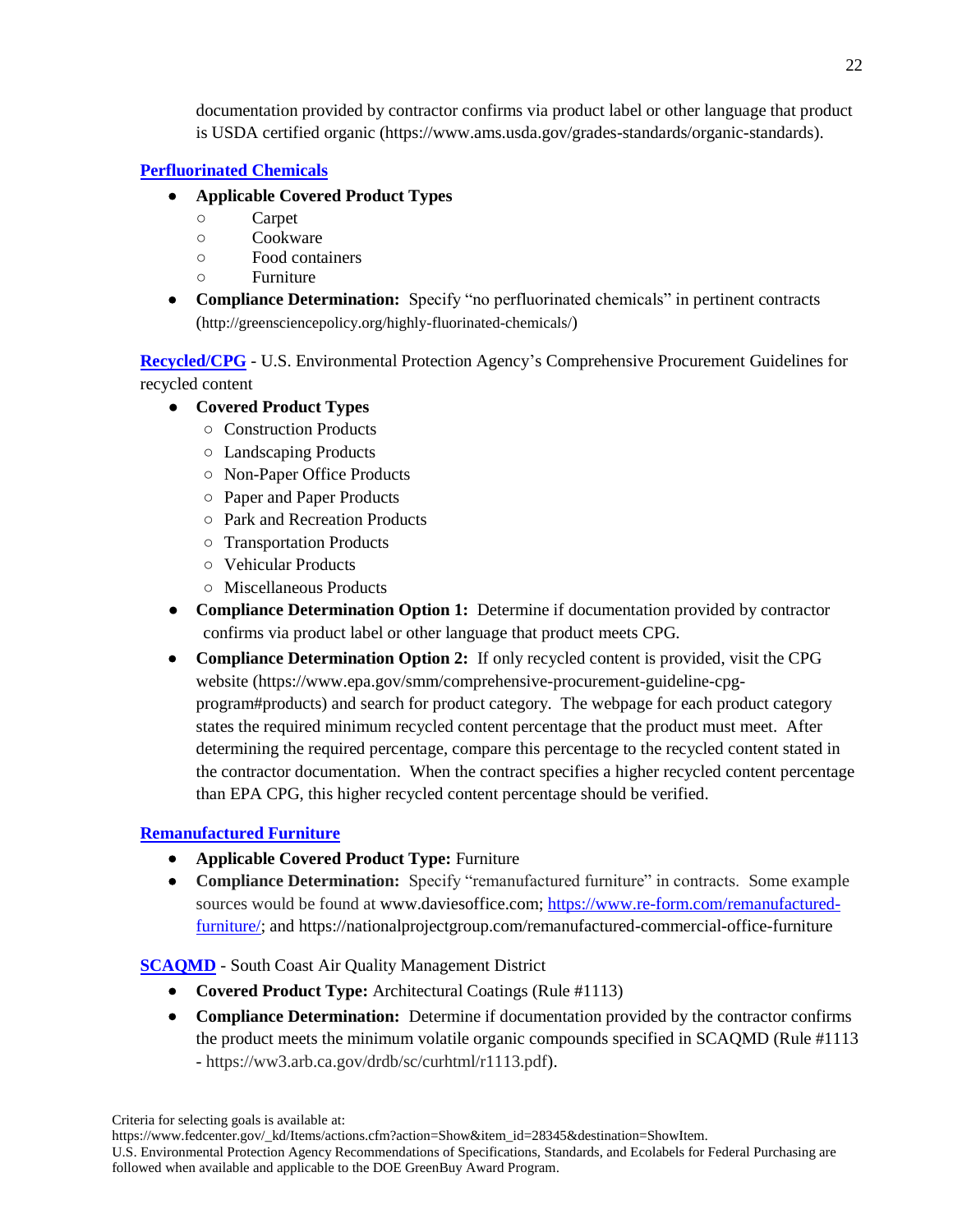documentation provided by contractor confirms via product label or other language that product is USDA certified organic (https://www.ams.usda.gov/grades-standards/organic-standards).

**Perfluorinated Chemicals**

- **Applicable Covered Product Types**
  - Carpet
  - Cookware
  - Food containers
  - Furniture
- **Compliance Determination:** Specify "no perfluorinated chemicals" in pertinent contracts (http://greensciencepolicy.org/highly-fluorinated-chemicals/)

**Recycled/CPG** - U.S. Environmental Protection Agency's Comprehensive Procurement Guidelines for recycled content

- **Covered Product Types**
  - Construction Products
  - Landscaping Products
  - Non-Paper Office Products
  - Paper and Paper Products
  - Park and Recreation Products
  - Transportation Products
  - Vehicular Products
  - Miscellaneous Products
- **Compliance Determination Option 1:** Determine if documentation provided by contractor confirms via product label or other language that product meets CPG.
- **Compliance Determination Option 2:** If only recycled content is provided, visit the CPG website (https://www.epa.gov/smm/comprehensive-procurement-guideline-cpg-program#products) and search for product category. The webpage for each product category states the required minimum recycled content percentage that the product must meet. After determining the required percentage, compare this percentage to the recycled content stated in the contractor documentation. When the contract specifies a higher recycled content percentage than EPA CPG, this higher recycled content percentage should be verified.

**Remanufactured Furniture**

- **Applicable Covered Product Type:** Furniture
- **Compliance Determination:** Specify "remanufactured furniture" in contracts. Some example sources would be found at www.daviesoffice.com; https://www.re-form.com/remanufactured-furniture/; and https://nationalprojectgroup.com/remanufactured-commercial-office-furniture

**SCAQMD** - South Coast Air Quality Management District

- **Covered Product Type:** Architectural Coatings (Rule #1113)
- **Compliance Determination:** Determine if documentation provided by the contractor confirms the product meets the minimum volatile organic compounds specified in SCAQMD (Rule #1113 - https://ww3.arb.ca.gov/drdb/sc/curhtml/r1113.pdf).

Criteria for selecting goals is available at: https://www.fedcenter.gov/_kd/Items/actions.cfm?action=Show&item_id=28345&destination=ShowItem.
U.S. Environmental Protection Agency Recommendations of Specifications, Standards, and Ecolabels for Federal Purchasing are followed when available and applicable to the DOE GreenBuy Award Program.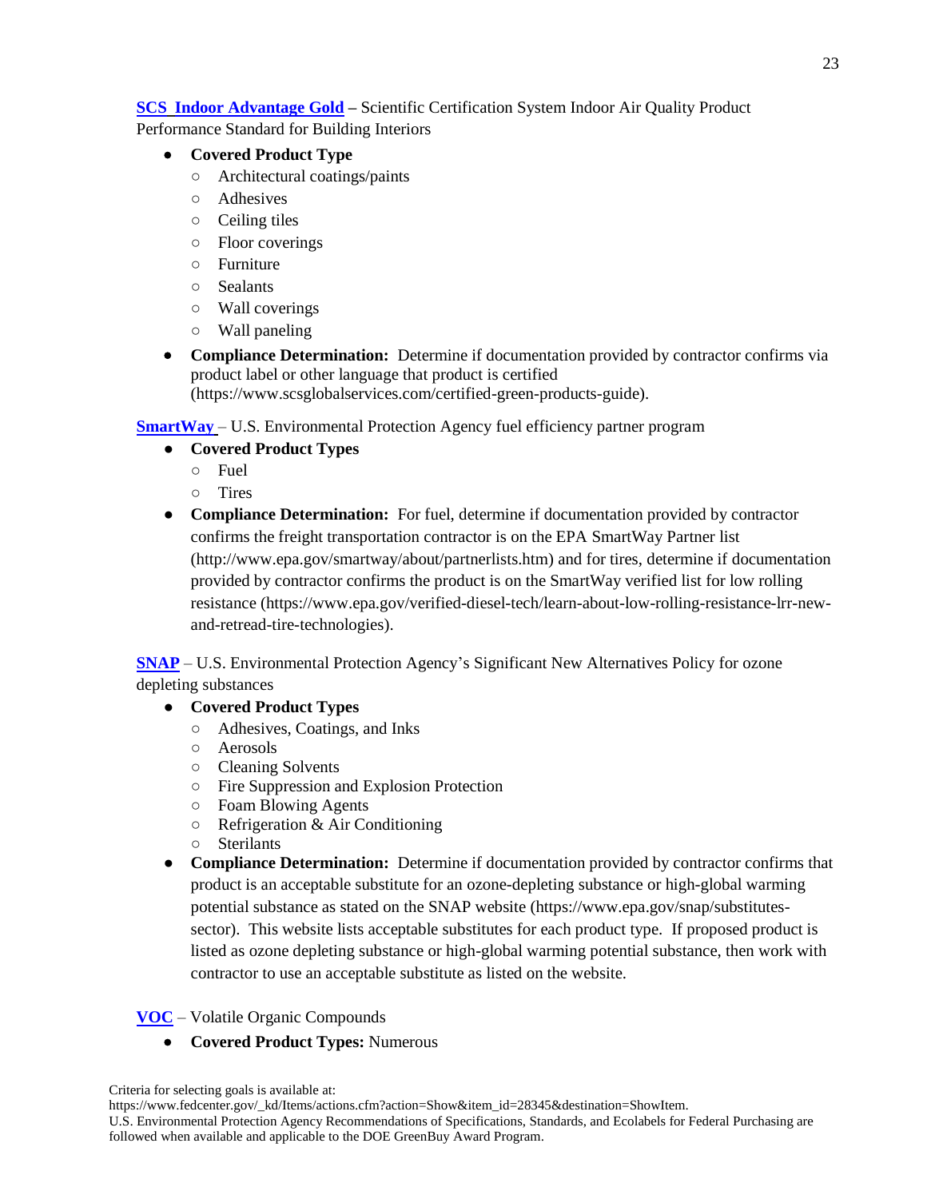**SCS_Indoor Advantage Gold** – Scientific Certification System Indoor Air Quality Product Performance Standard for Building Interiors

- **Covered Product Type**
  - Architectural coatings/paints
  - Adhesives
  - Ceiling tiles
  - Floor coverings
  - Furniture
  - Sealants
  - Wall coverings
  - Wall paneling
- **Compliance Determination:** Determine if documentation provided by contractor confirms via product label or other language that product is certified (https://www.scsglobalservices.com/certified-green-products-guide).

**SmartWay** – U.S. Environmental Protection Agency fuel efficiency partner program

- **Covered Product Types**
  - Fuel
  - Tires
- **Compliance Determination:** For fuel, determine if documentation provided by contractor confirms the freight transportation contractor is on the EPA SmartWay Partner list (http://www.epa.gov/smartway/about/partnerlists.htm) and for tires, determine if documentation provided by contractor confirms the product is on the SmartWay verified list for low rolling resistance (https://www.epa.gov/verified-diesel-tech/learn-about-low-rolling-resistance-lrr-new-and-retread-tire-technologies).

**SNAP** – U.S. Environmental Protection Agency's Significant New Alternatives Policy for ozone depleting substances

- **Covered Product Types**
  - Adhesives, Coatings, and Inks
  - Aerosols
  - Cleaning Solvents
  - Fire Suppression and Explosion Protection
  - Foam Blowing Agents
  - Refrigeration & Air Conditioning
  - Sterilants
- **Compliance Determination:** Determine if documentation provided by contractor confirms that product is an acceptable substitute for an ozone-depleting substance or high-global warming potential substance as stated on the SNAP website (https://www.epa.gov/snap/substitutes-sector). This website lists acceptable substitutes for each product type. If proposed product is listed as ozone depleting substance or high-global warming potential substance, then work with contractor to use an acceptable substitute as listed on the website.

**VOC** – Volatile Organic Compounds

- **Covered Product Types:** Numerous

Criteria for selecting goals is available at: https://www.fedcenter.gov/_kd/Items/actions.cfm?action=Show&item_id=28345&destination=ShowItem.
U.S. Environmental Protection Agency Recommendations of Specifications, Standards, and Ecolabels for Federal Purchasing are followed when available and applicable to the DOE GreenBuy Award Program.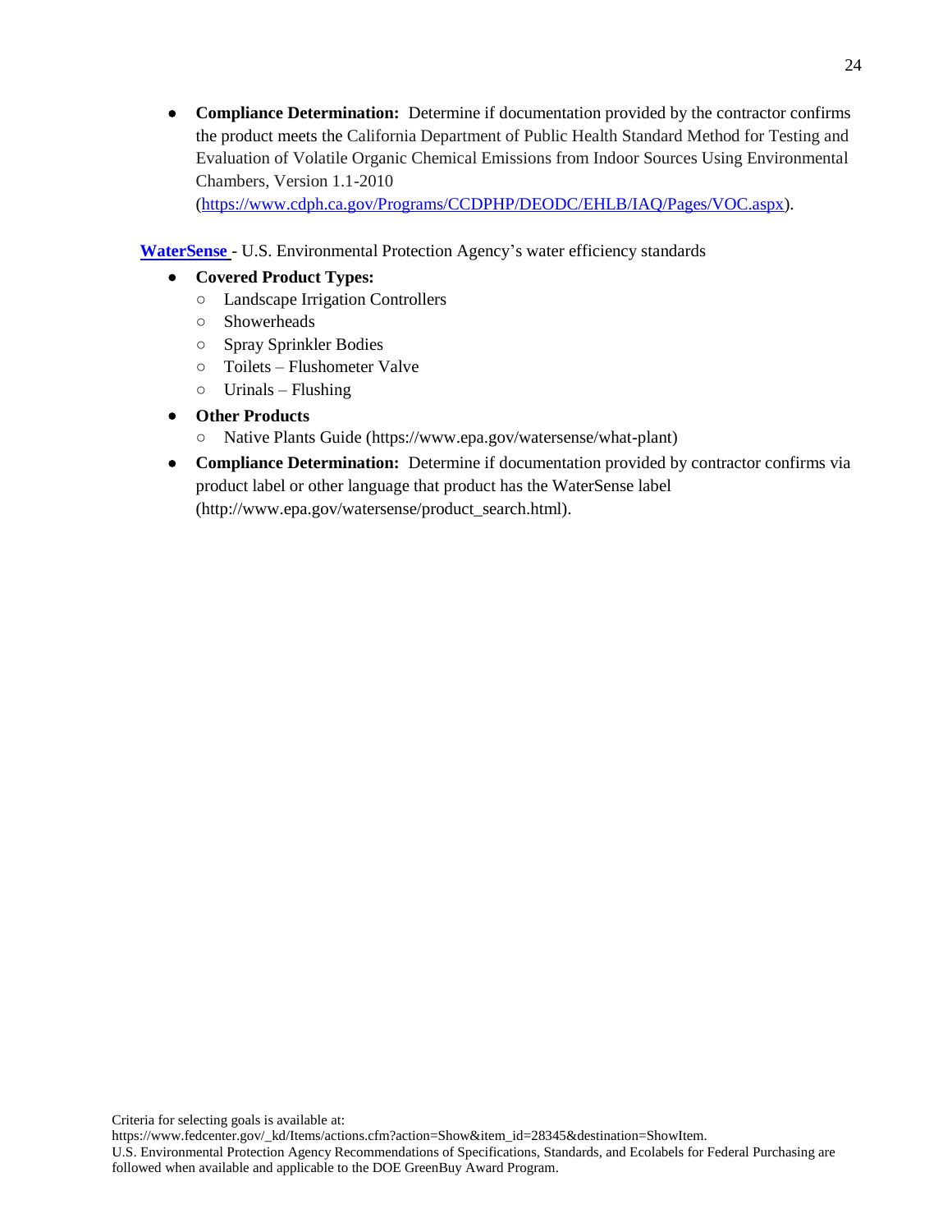- **Compliance Determination:** Determine if documentation provided by the contractor confirms the product meets the California Department of Public Health Standard Method for Testing and Evaluation of Volatile Organic Chemical Emissions from Indoor Sources Using Environmental Chambers, Version 1.1-2010 (https://www.cdph.ca.gov/Programs/CCDPHP/DEODC/EHLB/IAQ/Pages/VOC.aspx).

**WaterSense** - U.S. Environmental Protection Agency's water efficiency standards

- **Covered Product Types:**
  - Landscape Irrigation Controllers
  - Showerheads
  - Spray Sprinkler Bodies
  - Toilets – Flushometer Valve
  - Urinals – Flushing
- **Other Products**
  - Native Plants Guide (https://www.epa.gov/watersense/what-plant)
- **Compliance Determination:** Determine if documentation provided by contractor confirms via product label or other language that product has the WaterSense label (http://www.epa.gov/watersense/product_search.html).

Criteria for selecting goals is available at: https://www.fedcenter.gov/_kd/Items/actions.cfm?action=Show&item_id=28345&destination=ShowItem.
U.S. Environmental Protection Agency Recommendations of Specifications, Standards, and Ecolabels for Federal Purchasing are followed when available and applicable to the DOE GreenBuy Award Program.